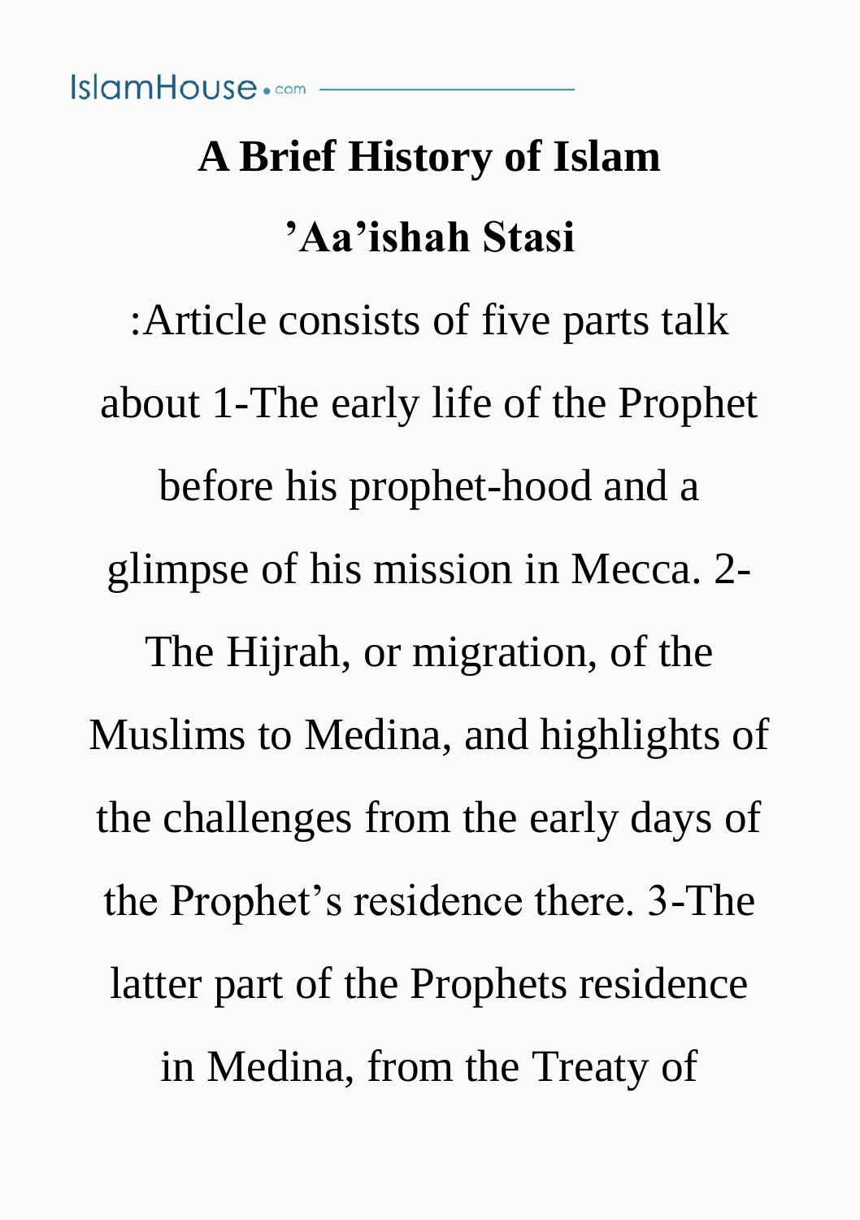# A Brief History of Islam

## ’Aa’ishah Stasi

:Article consists of five parts talk about 1-The early life of the Prophet before his prophet-hood and a glimpse of his mission in Mecca. 2-The Hijrah, or migration, of the Muslims to Medina, and highlights of the challenges from the early days of the Prophet’s residence there. 3-The latter part of the Prophets residence in Medina, from the Treaty of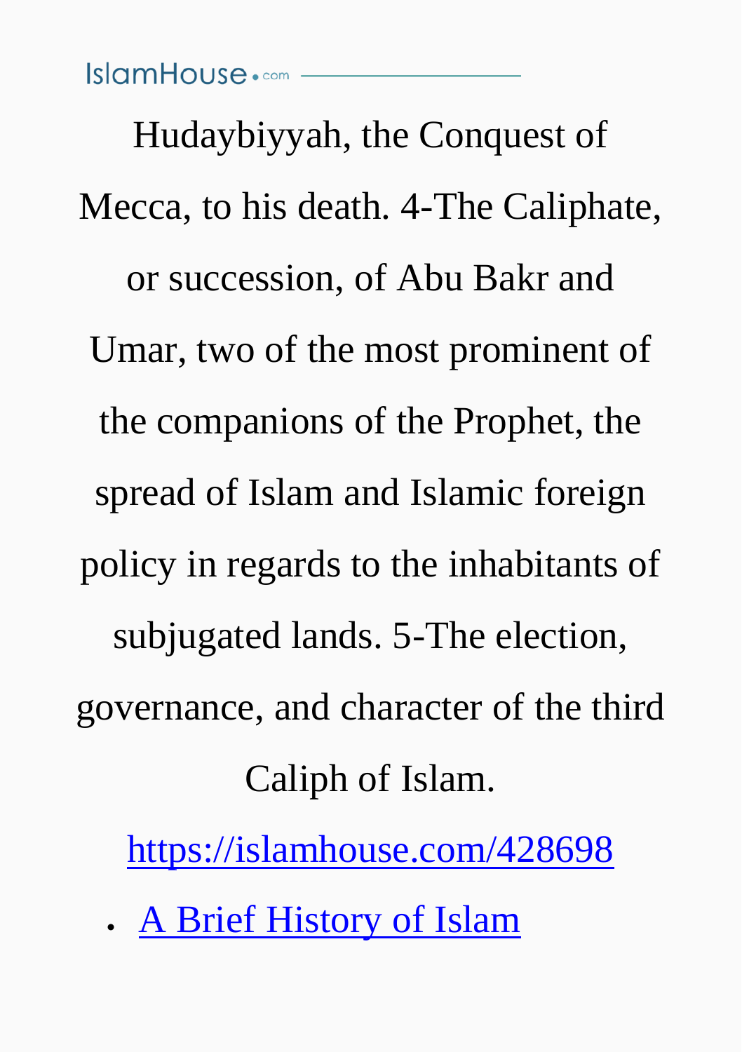Hudaybiyyah, the Conquest of Mecca, to his death. 4-The Caliphate, or succession, of Abu Bakr and Umar, two of the most prominent of the companions of the Prophet, the spread of Islam and Islamic foreign policy in regards to the inhabitants of subjugated lands. 5-The election, governance, and character of the third Caliph of Islam.

https://islamhouse.com/428698

- A Brief History of Islam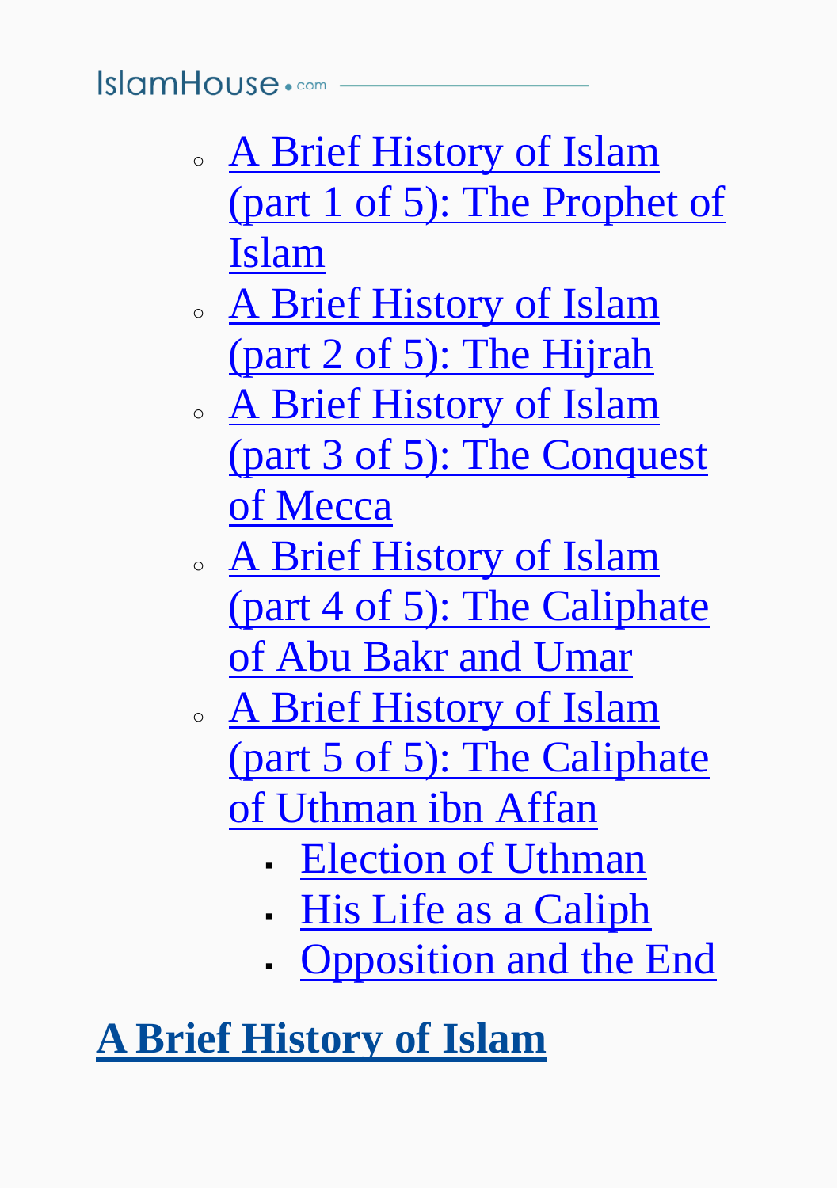- A Brief History of Islam (part 1 of 5): The Prophet of Islam
- A Brief History of Islam (part 2 of 5): The Hijrah
- A Brief History of Islam (part 3 of 5): The Conquest of Mecca
- A Brief History of Islam (part 4 of 5): The Caliphate of Abu Bakr and Umar
- A Brief History of Islam (part 5 of 5): The Caliphate of Uthman ibn Affan
    - Election of Uthman
    - His Life as a Caliph
    - Opposition and the End

# A Brief History of Islam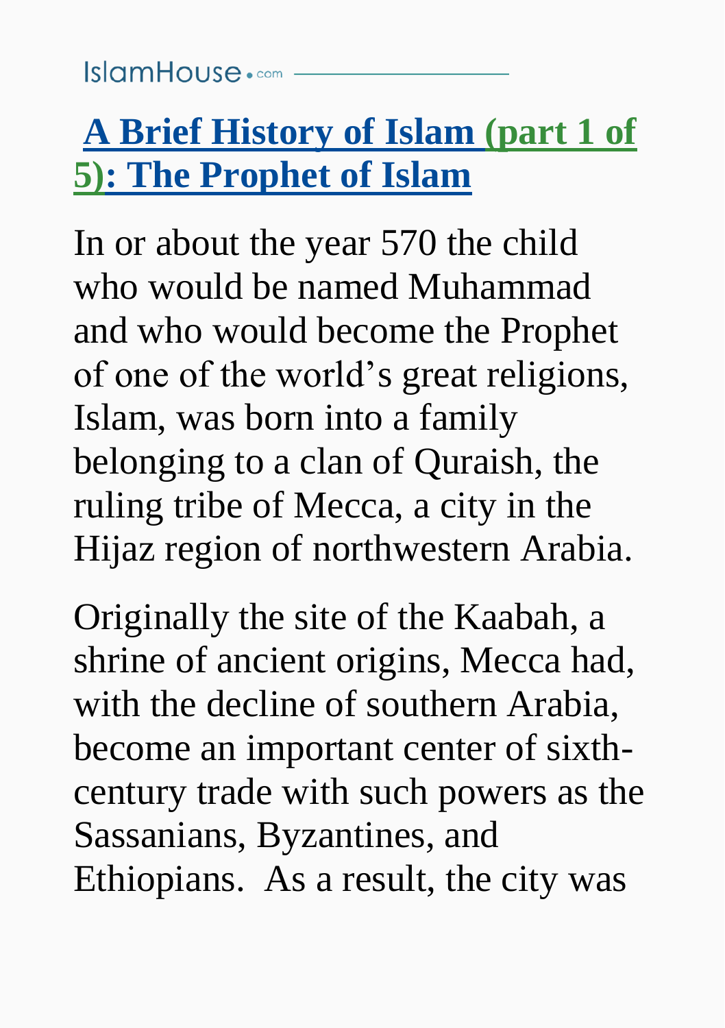## A Brief History of Islam (part 1 of 5): The Prophet of Islam

In or about the year 570 the child who would be named Muhammad and who would become the Prophet of one of the world's great religions, Islam, was born into a family belonging to a clan of Quraish, the ruling tribe of Mecca, a city in the Hijaz region of northwestern Arabia.

Originally the site of the Kaabah, a shrine of ancient origins, Mecca had, with the decline of southern Arabia, become an important center of sixth-century trade with such powers as the Sassanians, Byzantines, and Ethiopians. As a result, the city was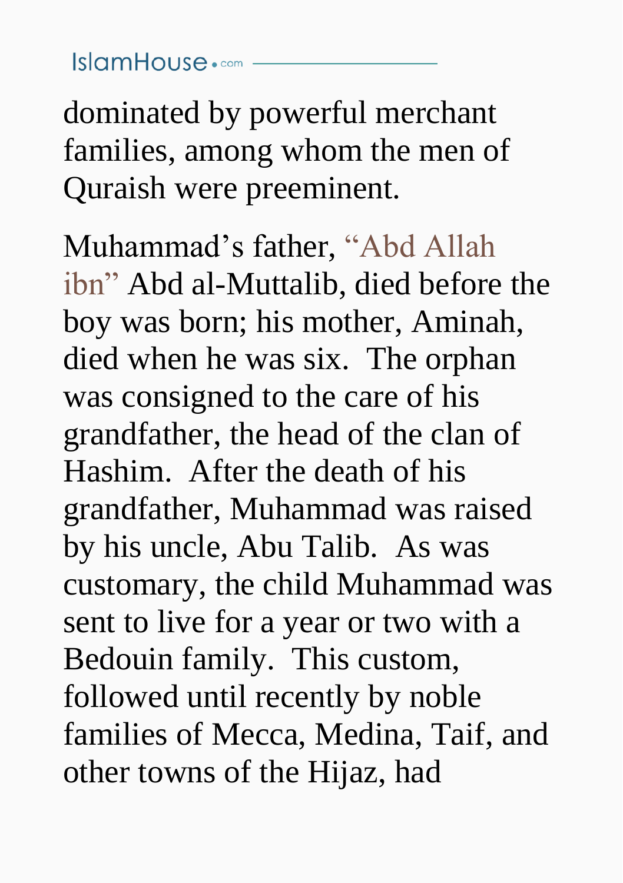dominated by powerful merchant families, among whom the men of Quraish were preeminent.

Muhammad’s father, “Abd Allah ibn” Abd al-Muttalib, died before the boy was born; his mother, Aminah, died when he was six.  The orphan was consigned to the care of his grandfather, the head of the clan of Hashim.  After the death of his grandfather, Muhammad was raised by his uncle, Abu Talib.  As was customary, the child Muhammad was sent to live for a year or two with a Bedouin family.  This custom, followed until recently by noble families of Mecca, Medina, Taif, and other towns of the Hijaz, had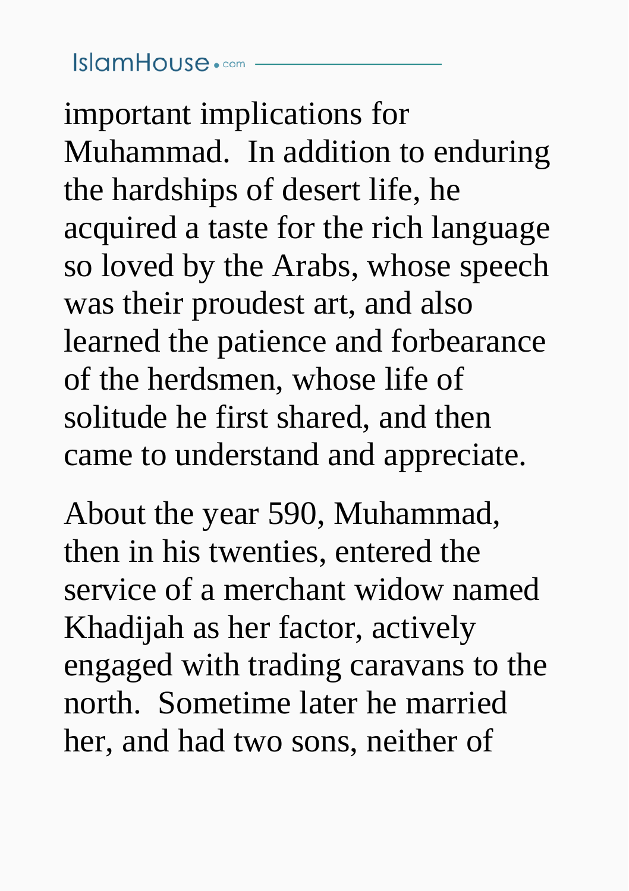important implications for Muhammad. In addition to enduring the hardships of desert life, he acquired a taste for the rich language so loved by the Arabs, whose speech was their proudest art, and also learned the patience and forbearance of the herdsmen, whose life of solitude he first shared, and then came to understand and appreciate.

About the year 590, Muhammad, then in his twenties, entered the service of a merchant widow named Khadijah as her factor, actively engaged with trading caravans to the north. Sometime later he married her, and had two sons, neither of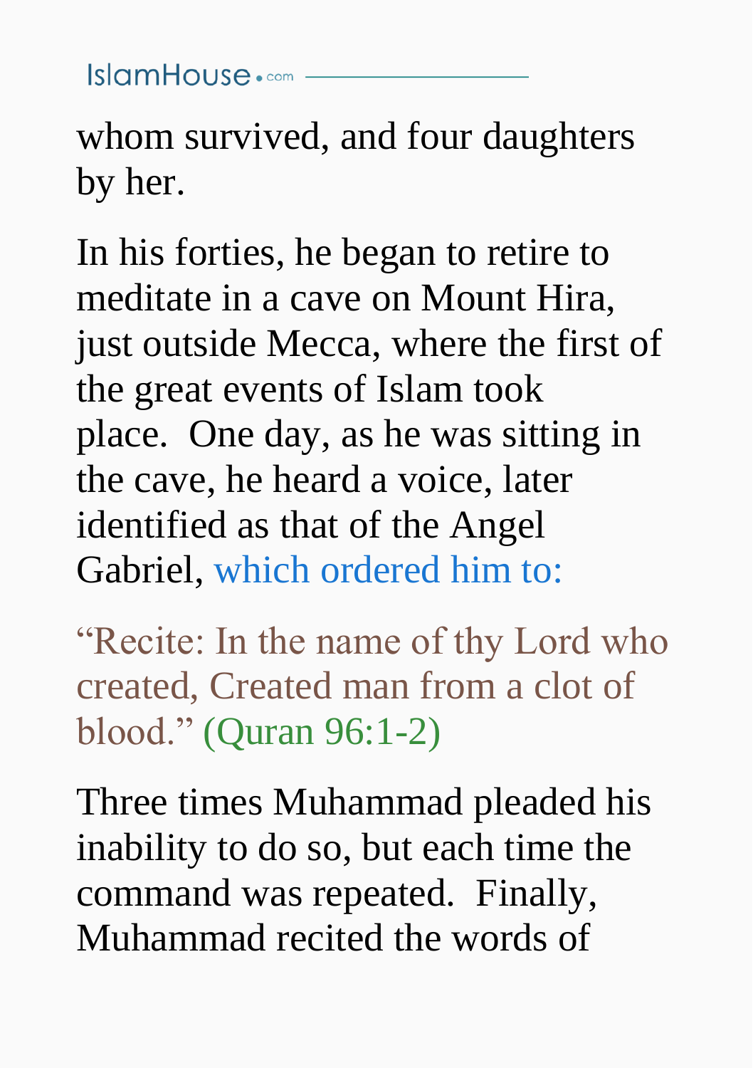whom survived, and four daughters by her.

In his forties, he began to retire to meditate in a cave on Mount Hira, just outside Mecca, where the first of the great events of Islam took place. One day, as he was sitting in the cave, he heard a voice, later identified as that of the Angel Gabriel, which ordered him to:

"Recite: In the name of thy Lord who created, Created man from a clot of blood." (Quran 96:1-2)

Three times Muhammad pleaded his inability to do so, but each time the command was repeated. Finally, Muhammad recited the words of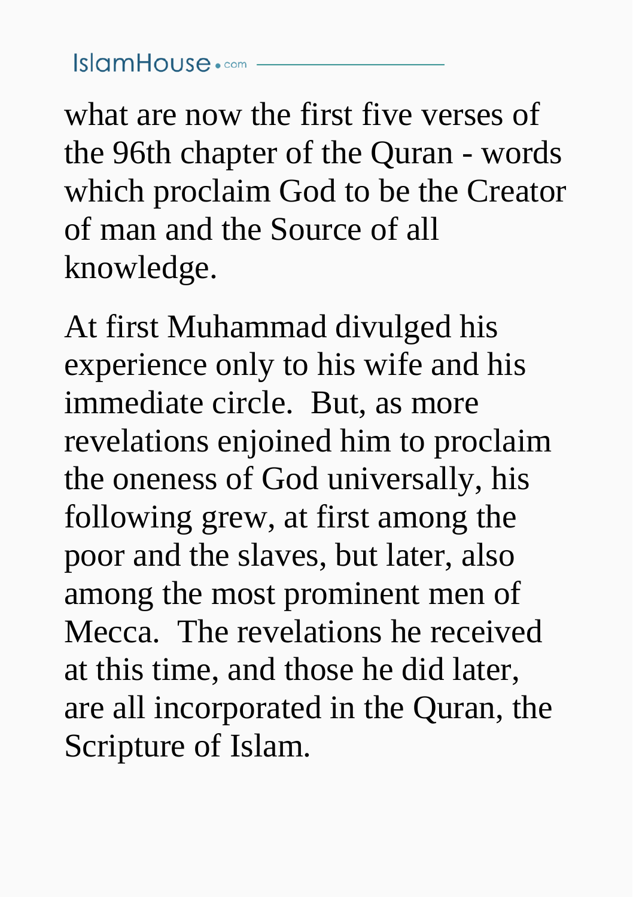what are now the first five verses of the 96th chapter of the Quran - words which proclaim God to be the Creator of man and the Source of all knowledge.

At first Muhammad divulged his experience only to his wife and his immediate circle. But, as more revelations enjoined him to proclaim the oneness of God universally, his following grew, at first among the poor and the slaves, but later, also among the most prominent men of Mecca. The revelations he received at this time, and those he did later, are all incorporated in the Quran, the Scripture of Islam.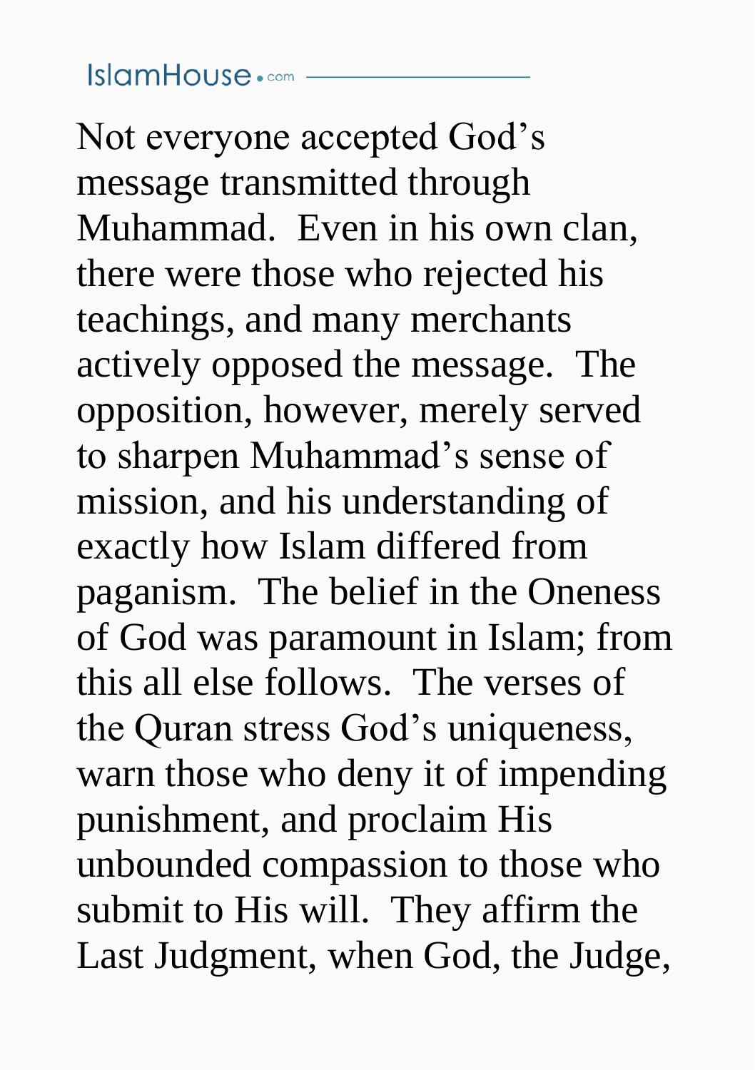Not everyone accepted God's message transmitted through Muhammad. Even in his own clan, there were those who rejected his teachings, and many merchants actively opposed the message. The opposition, however, merely served to sharpen Muhammad's sense of mission, and his understanding of exactly how Islam differed from paganism. The belief in the Oneness of God was paramount in Islam; from this all else follows. The verses of the Quran stress God's uniqueness, warn those who deny it of impending punishment, and proclaim His unbounded compassion to those who submit to His will. They affirm the Last Judgment, when God, the Judge,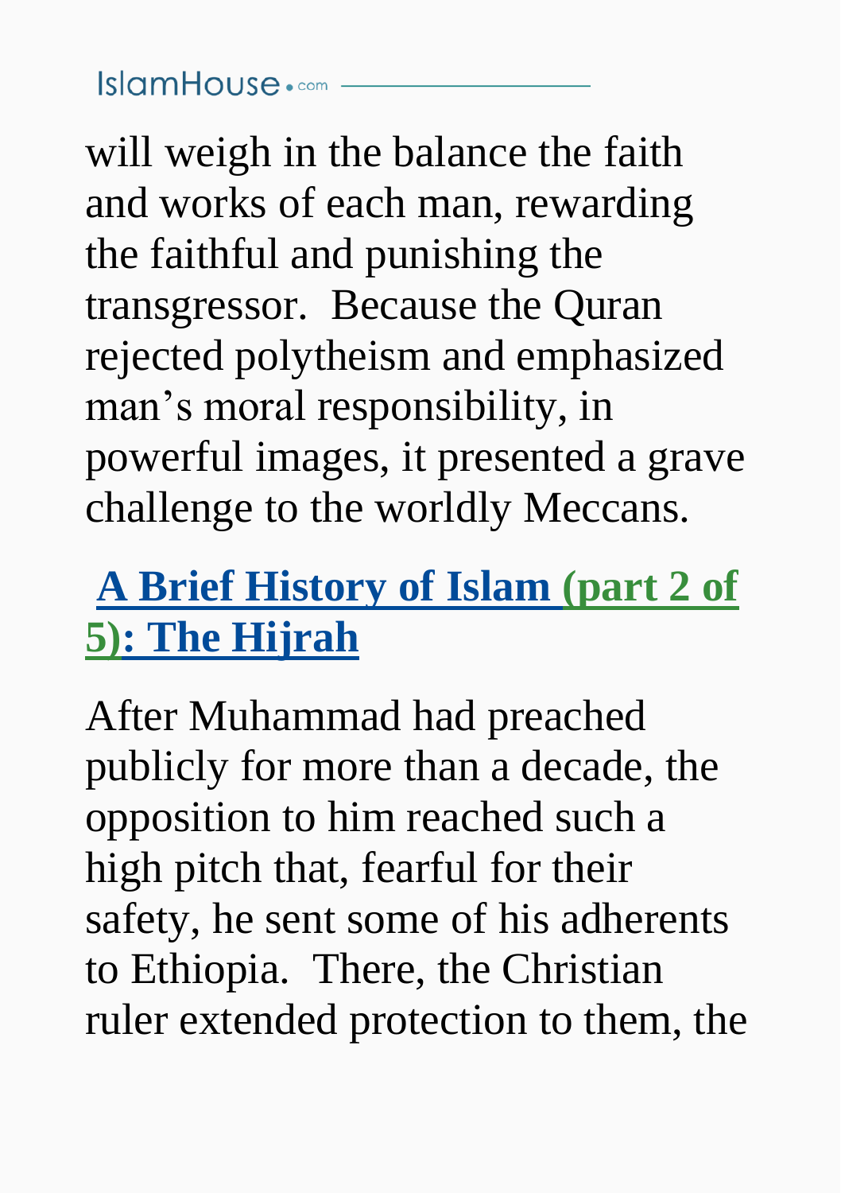will weigh in the balance the faith and works of each man, rewarding the faithful and punishing the transgressor. Because the Quran rejected polytheism and emphasized man's moral responsibility, in powerful images, it presented a grave challenge to the worldly Meccans.

## A Brief History of Islam (part 2 of 5): The Hijrah

After Muhammad had preached publicly for more than a decade, the opposition to him reached such a high pitch that, fearful for their safety, he sent some of his adherents to Ethiopia. There, the Christian ruler extended protection to them, the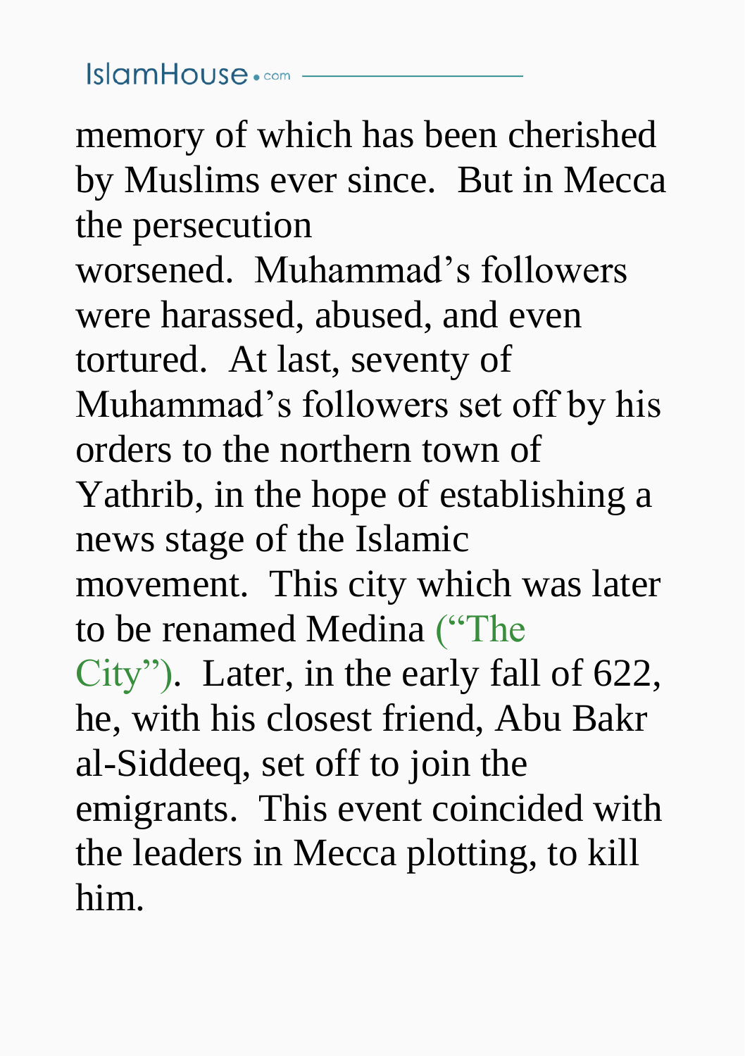memory of which has been cherished by Muslims ever since. But in Mecca the persecution worsened. Muhammad's followers were harassed, abused, and even tortured. At last, seventy of Muhammad's followers set off by his orders to the northern town of Yathrib, in the hope of establishing a news stage of the Islamic movement. This city which was later to be renamed Medina ("The City"). Later, in the early fall of 622, he, with his closest friend, Abu Bakr al-Siddeeq, set off to join the emigrants. This event coincided with the leaders in Mecca plotting, to kill him.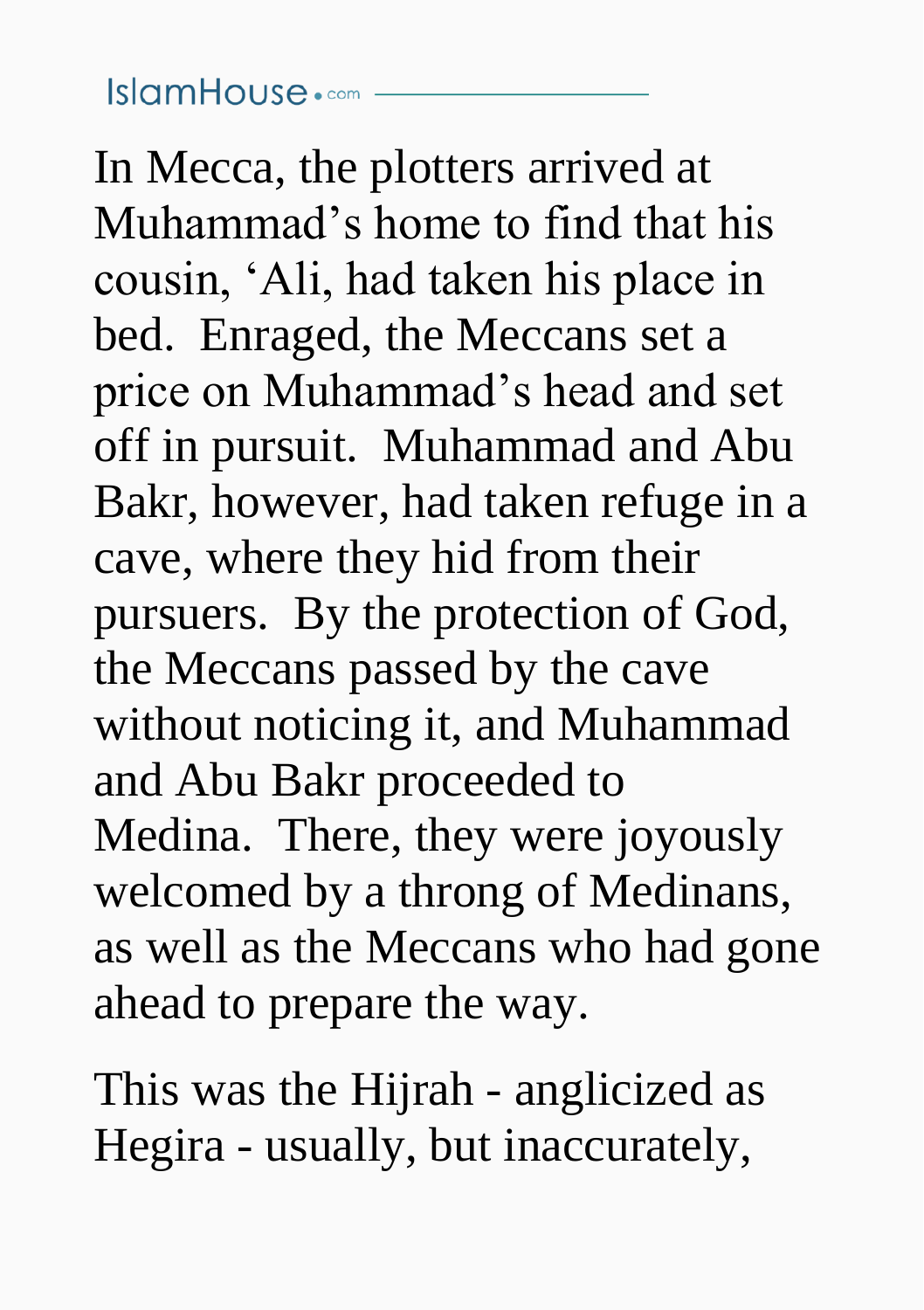In Mecca, the plotters arrived at Muhammad’s home to find that his cousin, ‘Ali, had taken his place in bed. Enraged, the Meccans set a price on Muhammad’s head and set off in pursuit. Muhammad and Abu Bakr, however, had taken refuge in a cave, where they hid from their pursuers. By the protection of God, the Meccans passed by the cave without noticing it, and Muhammad and Abu Bakr proceeded to Medina. There, they were joyously welcomed by a throng of Medinans, as well as the Meccans who had gone ahead to prepare the way.

This was the Hijrah - anglicized as Hegira - usually, but inaccurately,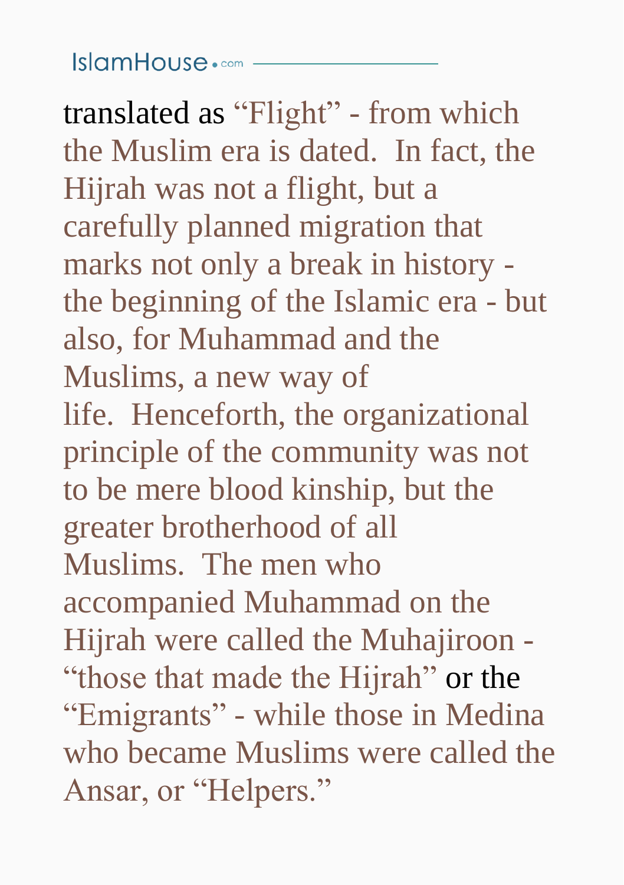translated as “Flight” - from which the Muslim era is dated. In fact, the Hijrah was not a flight, but a carefully planned migration that marks not only a break in history - the beginning of the Islamic era - but also, for Muhammad and the Muslims, a new way of life. Henceforth, the organizational principle of the community was not to be mere blood kinship, but the greater brotherhood of all Muslims. The men who accompanied Muhammad on the Hijrah were called the Muhajiroon - “those that made the Hijrah” or the “Emigrants” - while those in Medina who became Muslims were called the Ansar, or “Helpers.”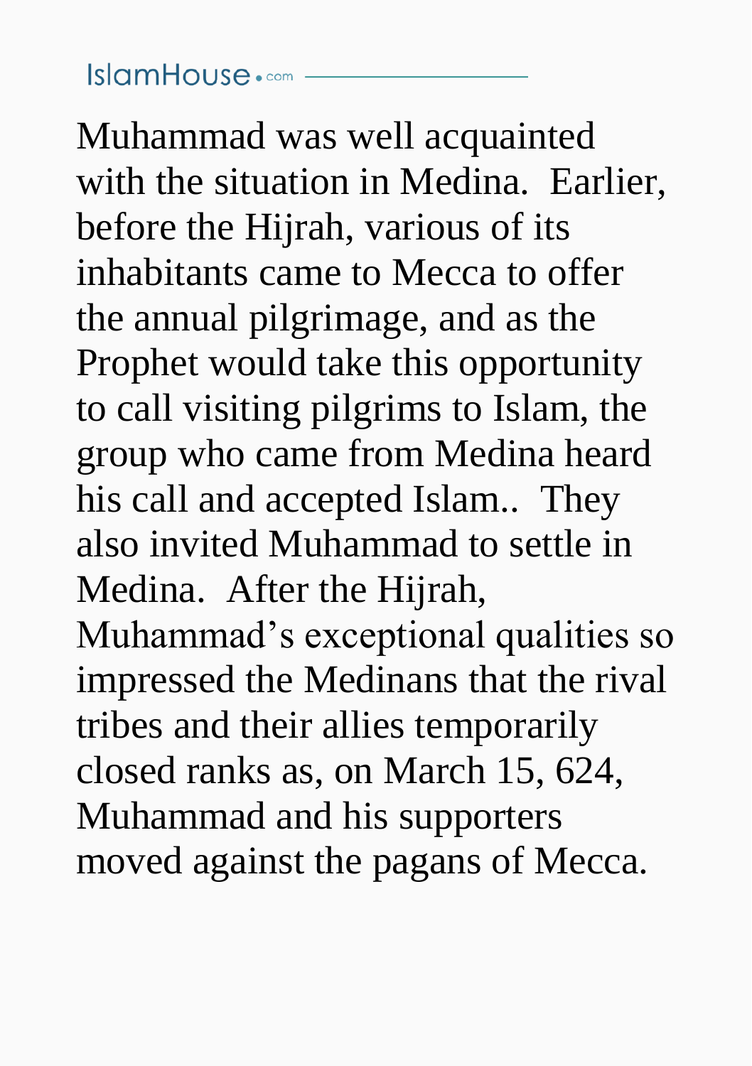Muhammad was well acquainted with the situation in Medina. Earlier, before the Hijrah, various of its inhabitants came to Mecca to offer the annual pilgrimage, and as the Prophet would take this opportunity to call visiting pilgrims to Islam, the group who came from Medina heard his call and accepted Islam.. They also invited Muhammad to settle in Medina. After the Hijrah, Muhammad's exceptional qualities so impressed the Medinans that the rival tribes and their allies temporarily closed ranks as, on March 15, 624, Muhammad and his supporters moved against the pagans of Mecca.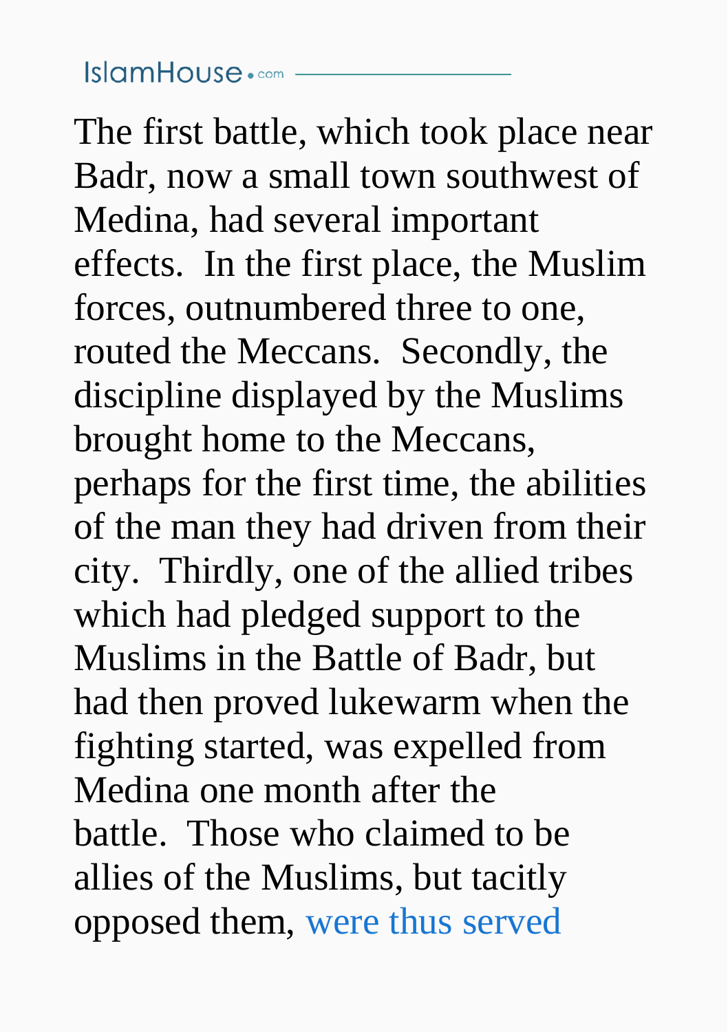The first battle, which took place near Badr, now a small town southwest of Medina, had several important effects. In the first place, the Muslim forces, outnumbered three to one, routed the Meccans. Secondly, the discipline displayed by the Muslims brought home to the Meccans, perhaps for the first time, the abilities of the man they had driven from their city. Thirdly, one of the allied tribes which had pledged support to the Muslims in the Battle of Badr, but had then proved lukewarm when the fighting started, was expelled from Medina one month after the battle. Those who claimed to be allies of the Muslims, but tacitly opposed them, were thus served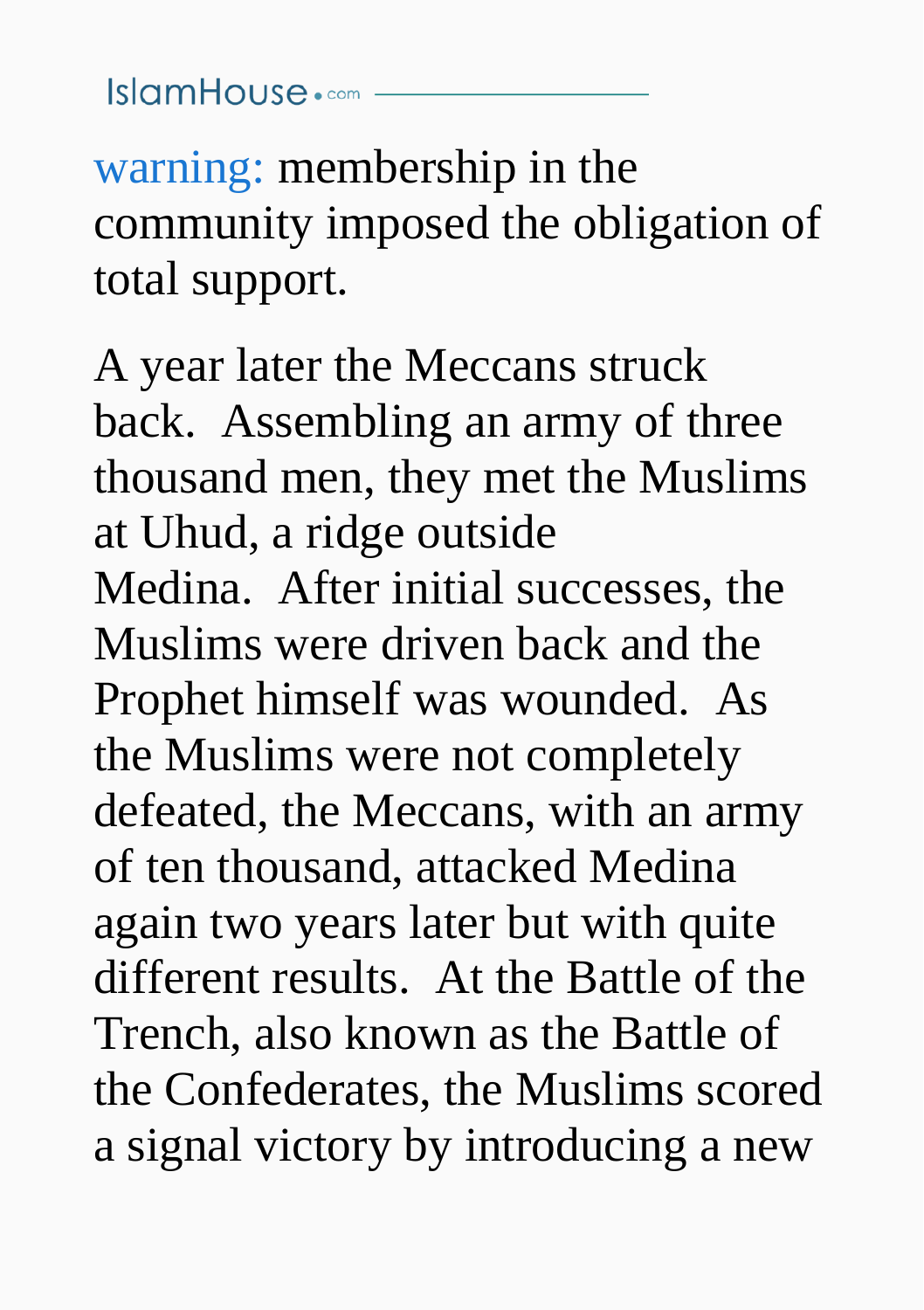warning: membership in the community imposed the obligation of total support.

A year later the Meccans struck back. Assembling an army of three thousand men, they met the Muslims at Uhud, a ridge outside Medina. After initial successes, the Muslims were driven back and the Prophet himself was wounded. As the Muslims were not completely defeated, the Meccans, with an army of ten thousand, attacked Medina again two years later but with quite different results. At the Battle of the Trench, also known as the Battle of the Confederates, the Muslims scored a signal victory by introducing a new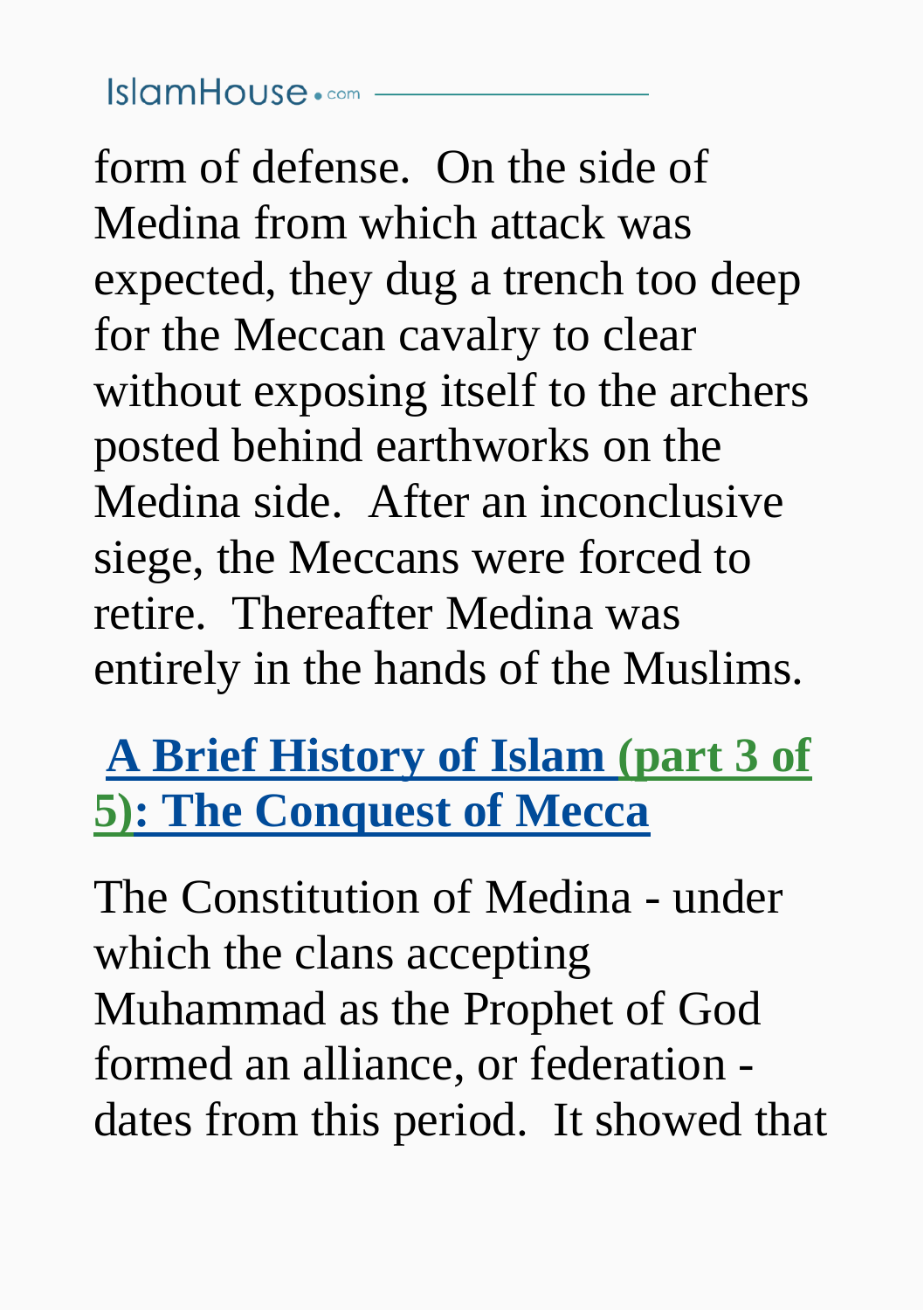form of defense. On the side of Medina from which attack was expected, they dug a trench too deep for the Meccan cavalry to clear without exposing itself to the archers posted behind earthworks on the Medina side. After an inconclusive siege, the Meccans were forced to retire. Thereafter Medina was entirely in the hands of the Muslims.

## A Brief History of Islam (part 3 of 5): The Conquest of Mecca

The Constitution of Medina - under which the clans accepting Muhammad as the Prophet of God formed an alliance, or federation - dates from this period. It showed that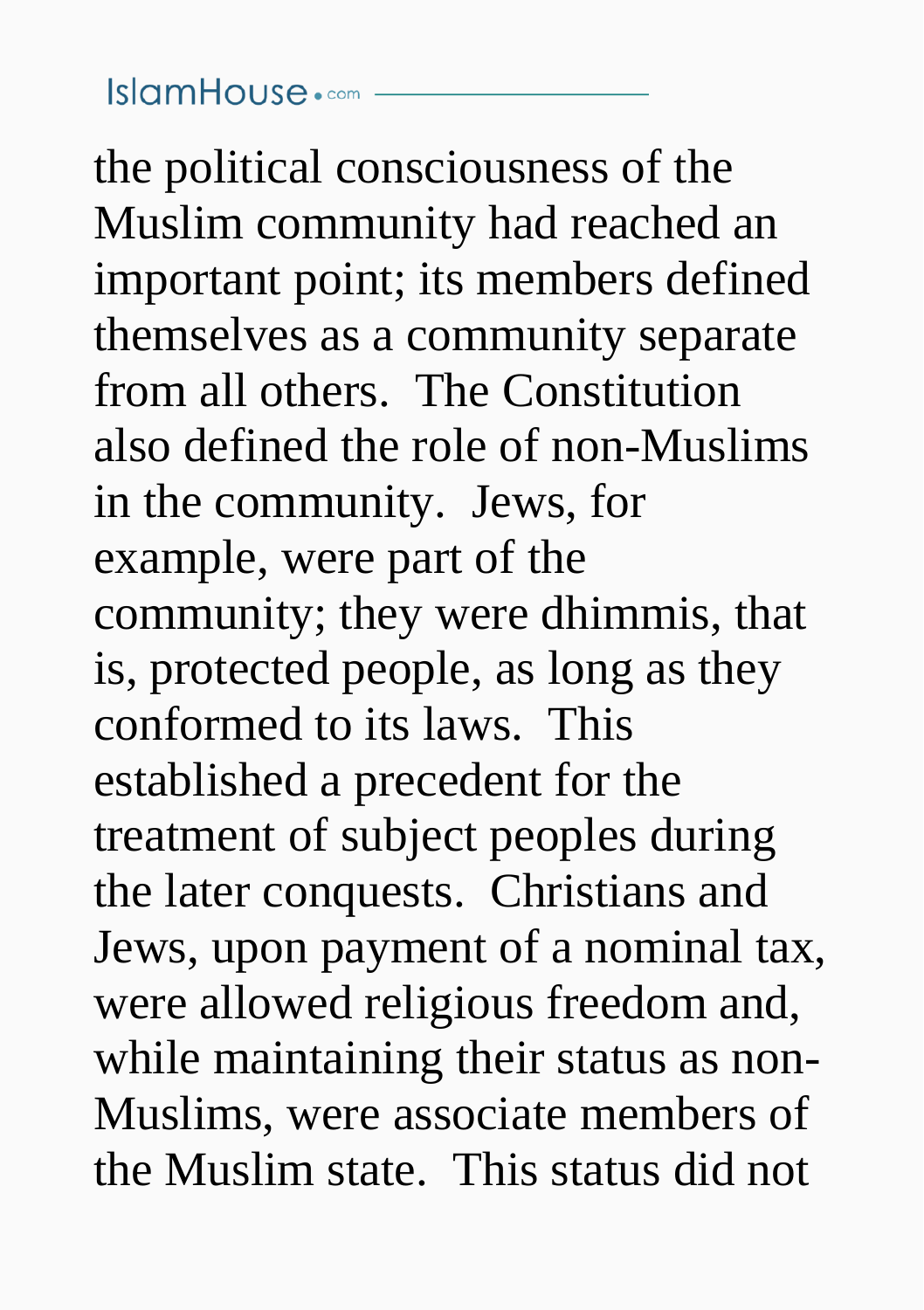the political consciousness of the Muslim community had reached an important point; its members defined themselves as a community separate from all others. The Constitution also defined the role of non-Muslims in the community. Jews, for example, were part of the community; they were dhimmis, that is, protected people, as long as they conformed to its laws. This established a precedent for the treatment of subject peoples during the later conquests. Christians and Jews, upon payment of a nominal tax, were allowed religious freedom and, while maintaining their status as non-Muslims, were associate members of the Muslim state. This status did not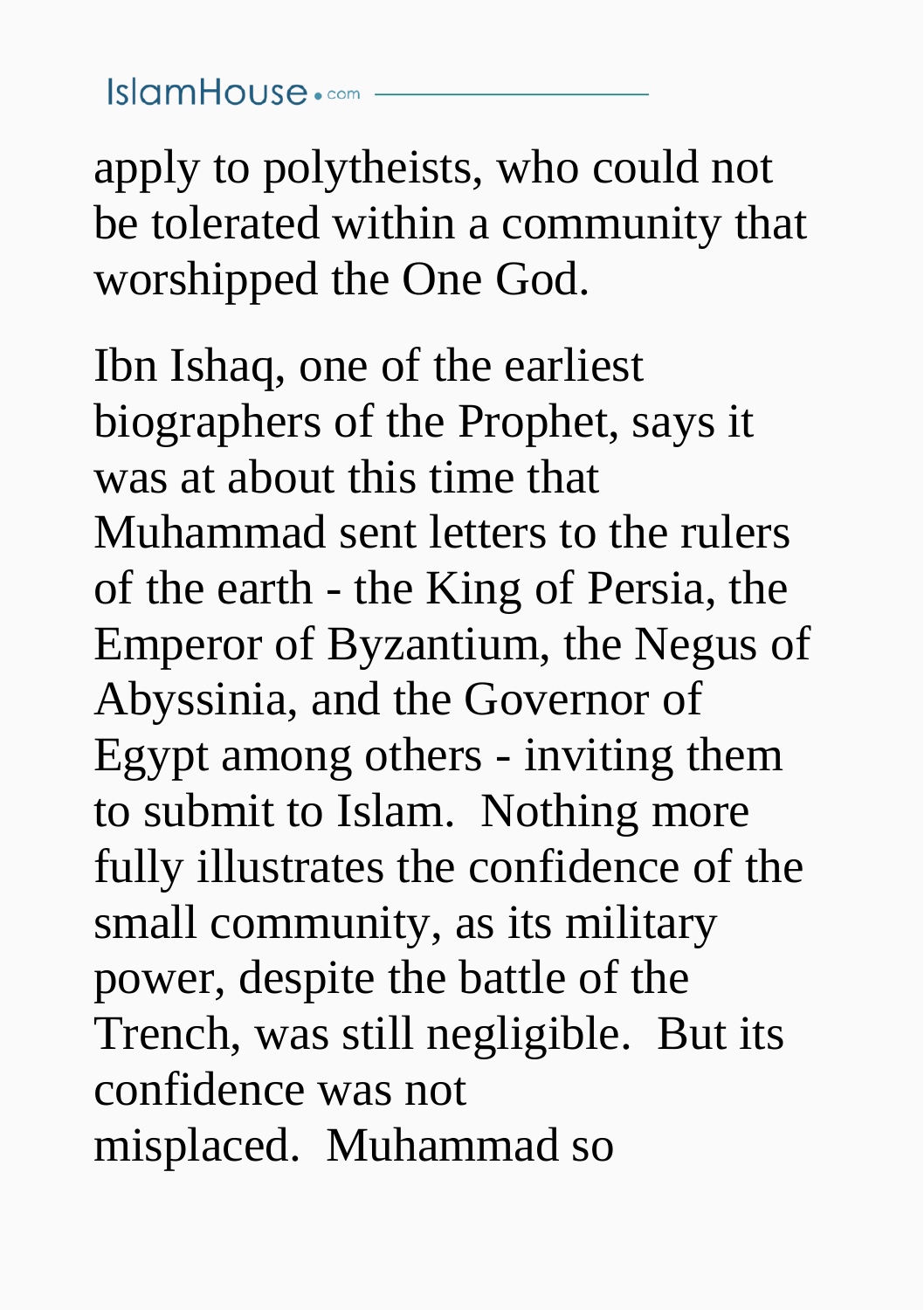apply to polytheists, who could not be tolerated within a community that worshipped the One God.

Ibn Ishaq, one of the earliest biographers of the Prophet, says it was at about this time that Muhammad sent letters to the rulers of the earth - the King of Persia, the Emperor of Byzantium, the Negus of Abyssinia, and the Governor of Egypt among others - inviting them to submit to Islam. Nothing more fully illustrates the confidence of the small community, as its military power, despite the battle of the Trench, was still negligible. But its confidence was not misplaced. Muhammad so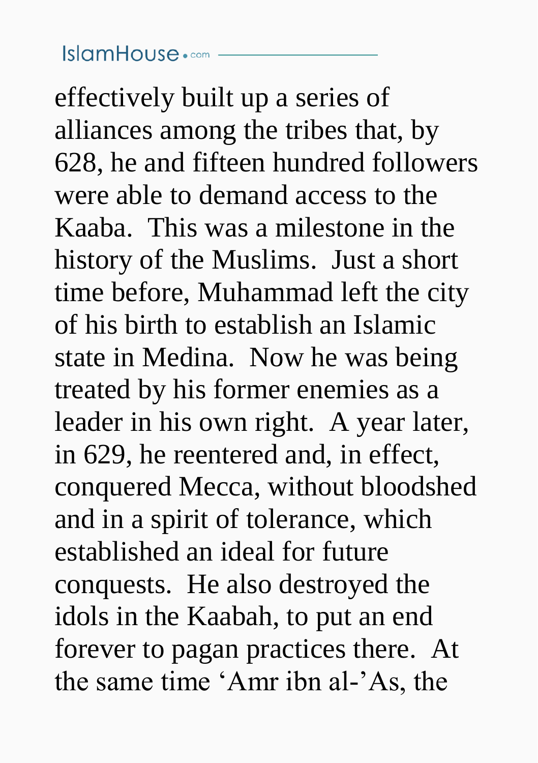effectively built up a series of alliances among the tribes that, by 628, he and fifteen hundred followers were able to demand access to the Kaaba.  This was a milestone in the history of the Muslims.  Just a short time before, Muhammad left the city of his birth to establish an Islamic state in Medina.  Now he was being treated by his former enemies as a leader in his own right.  A year later, in 629, he reentered and, in effect, conquered Mecca, without bloodshed and in a spirit of tolerance, which established an ideal for future conquests.  He also destroyed the idols in the Kaabah, to put an end forever to pagan practices there.  At the same time 'Amr ibn al-'As, the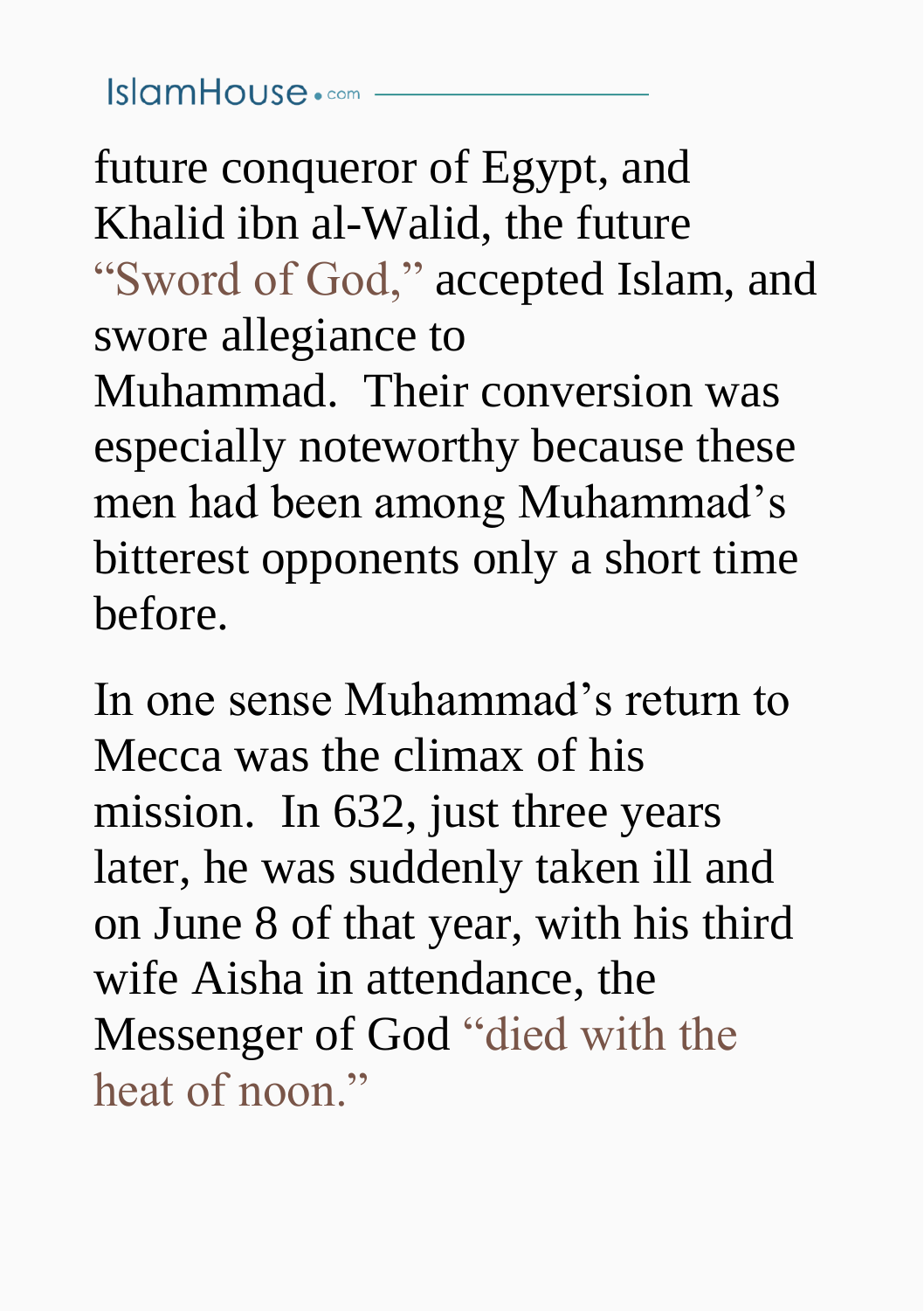future conqueror of Egypt, and Khalid ibn al-Walid, the future "Sword of God," accepted Islam, and swore allegiance to Muhammad. Their conversion was especially noteworthy because these men had been among Muhammad's bitterest opponents only a short time before.

In one sense Muhammad's return to Mecca was the climax of his mission. In 632, just three years later, he was suddenly taken ill and on June 8 of that year, with his third wife Aisha in attendance, the Messenger of God "died with the heat of noon."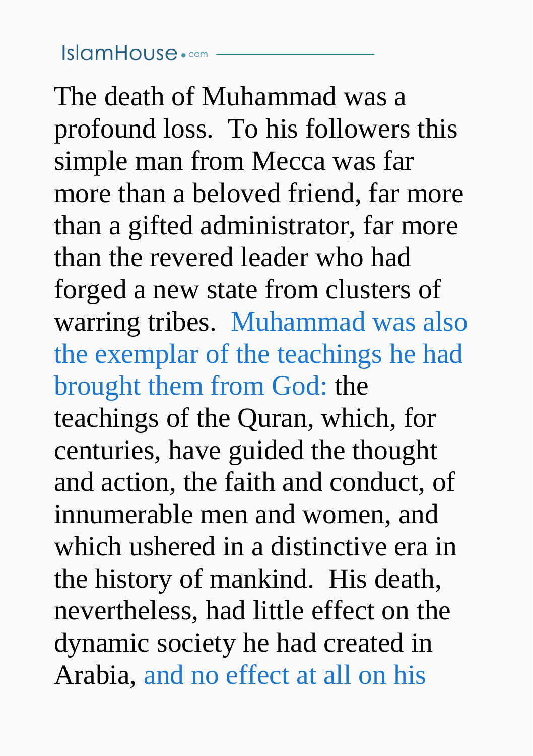The death of Muhammad was a profound loss. To his followers this simple man from Mecca was far more than a beloved friend, far more than a gifted administrator, far more than the revered leader who had forged a new state from clusters of warring tribes. Muhammad was also the exemplar of the teachings he had brought them from God: the teachings of the Quran, which, for centuries, have guided the thought and action, the faith and conduct, of innumerable men and women, and which ushered in a distinctive era in the history of mankind. His death, nevertheless, had little effect on the dynamic society he had created in Arabia, and no effect at all on his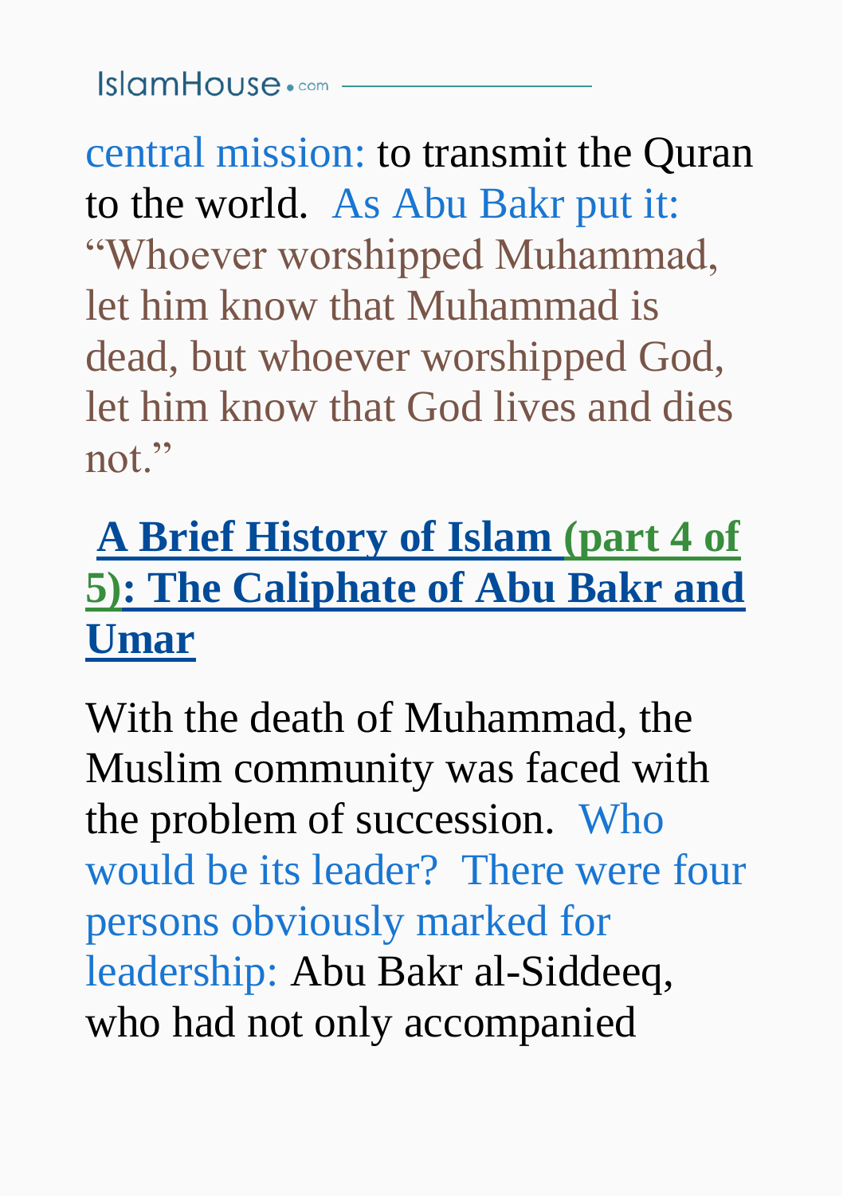central mission: to transmit the Quran to the world. As Abu Bakr put it: "Whoever worshipped Muhammad, let him know that Muhammad is dead, but whoever worshipped God, let him know that God lives and dies not."

## A Brief History of Islam (part 4 of 5): The Caliphate of Abu Bakr and Umar

With the death of Muhammad, the Muslim community was faced with the problem of succession. Who would be its leader? There were four persons obviously marked for leadership: Abu Bakr al-Siddeeq, who had not only accompanied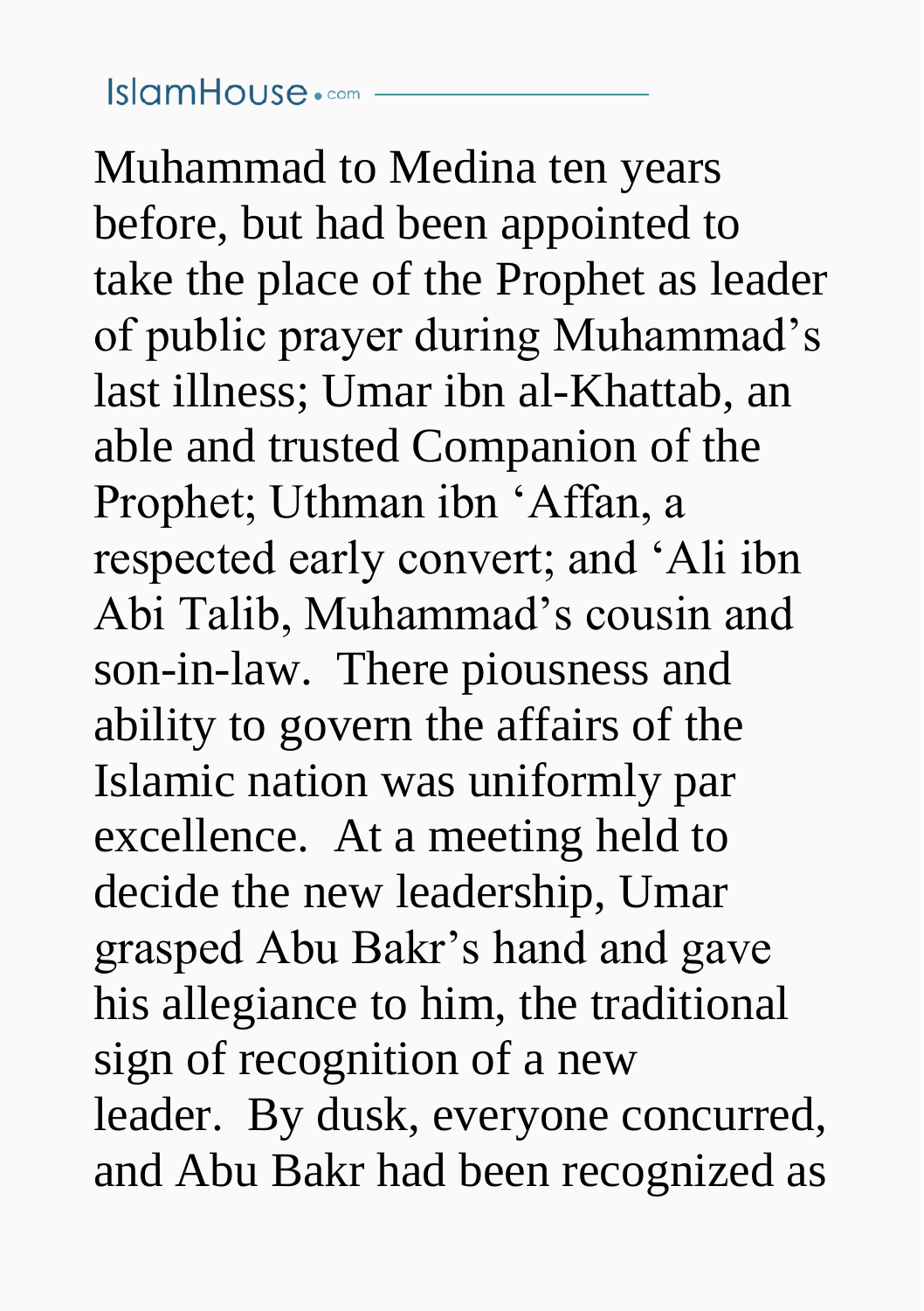Muhammad to Medina ten years before, but had been appointed to take the place of the Prophet as leader of public prayer during Muhammad's last illness; Umar ibn al-Khattab, an able and trusted Companion of the Prophet; Uthman ibn 'Affan, a respected early convert; and 'Ali ibn Abi Talib, Muhammad's cousin and son-in-law.  There piousness and ability to govern the affairs of the Islamic nation was uniformly par excellence.  At a meeting held to decide the new leadership, Umar grasped Abu Bakr's hand and gave his allegiance to him, the traditional sign of recognition of a new leader.  By dusk, everyone concurred, and Abu Bakr had been recognized as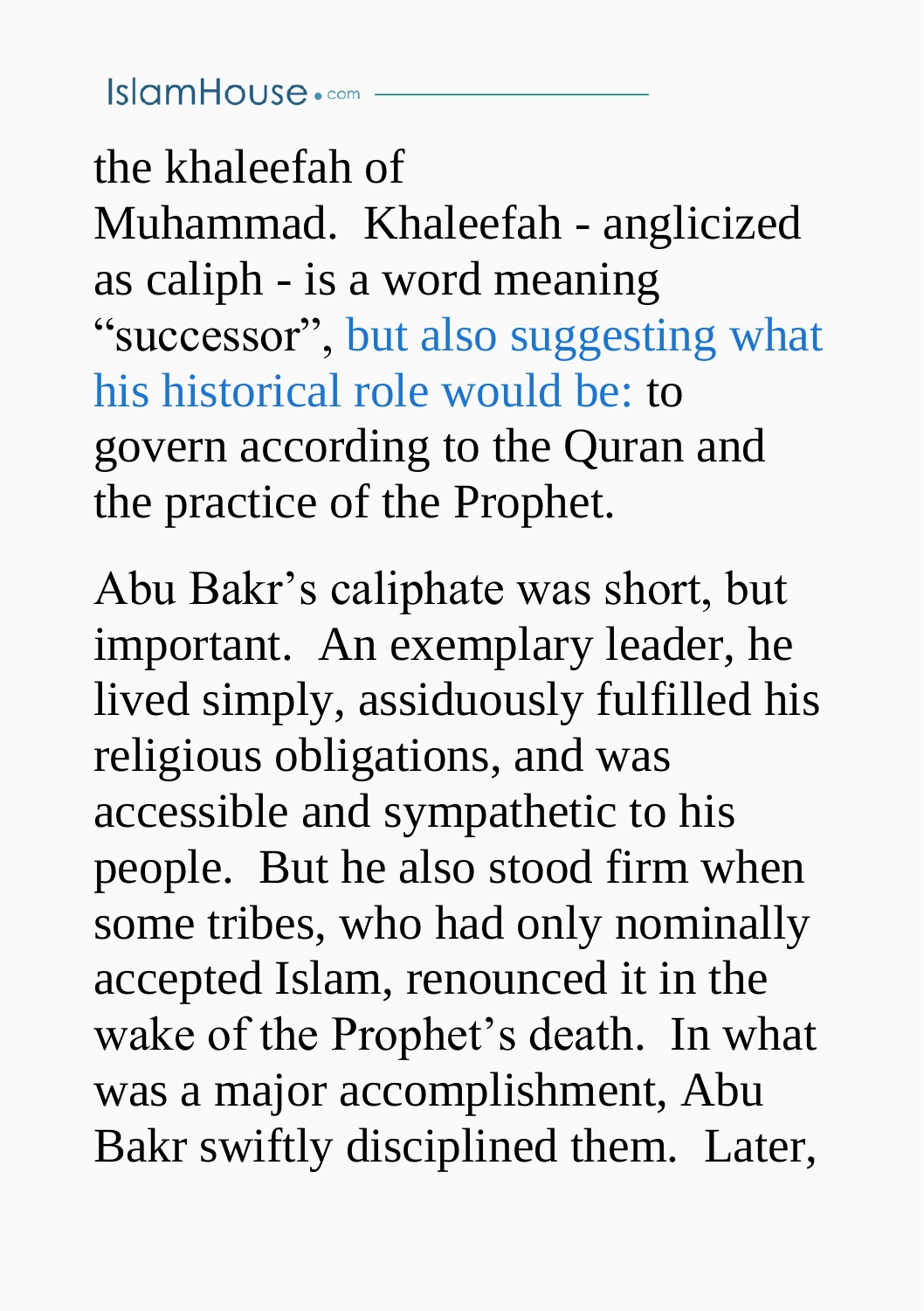the khaleefah of Muhammad.  Khaleefah - anglicized as caliph - is a word meaning "successor", but also suggesting what his historical role would be: to govern according to the Quran and the practice of the Prophet.

Abu Bakr's caliphate was short, but important.  An exemplary leader, he lived simply, assiduously fulfilled his religious obligations, and was accessible and sympathetic to his people.  But he also stood firm when some tribes, who had only nominally accepted Islam, renounced it in the wake of the Prophet's death.  In what was a major accomplishment, Abu Bakr swiftly disciplined them.  Later,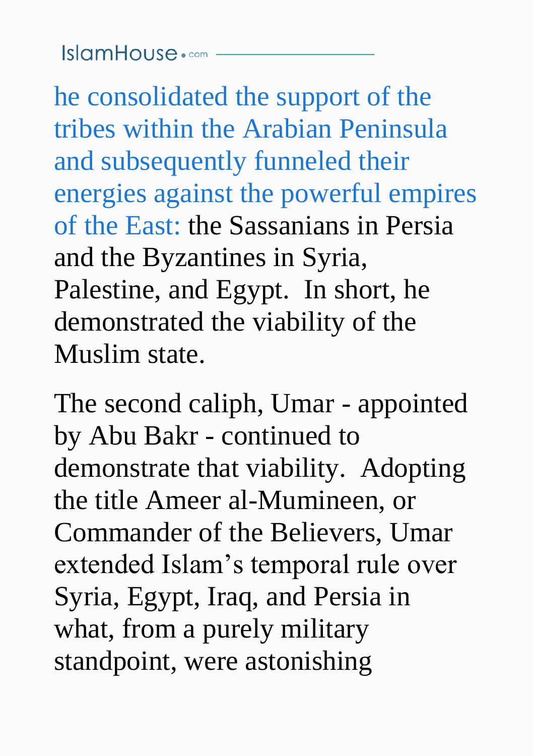he consolidated the support of the tribes within the Arabian Peninsula and subsequently funneled their energies against the powerful empires of the East: the Sassanians in Persia and the Byzantines in Syria, Palestine, and Egypt.  In short, he demonstrated the viability of the Muslim state.

The second caliph, Umar - appointed by Abu Bakr - continued to demonstrate that viability.  Adopting the title Ameer al-Mumineen, or Commander of the Believers, Umar extended Islam's temporal rule over Syria, Egypt, Iraq, and Persia in what, from a purely military standpoint, were astonishing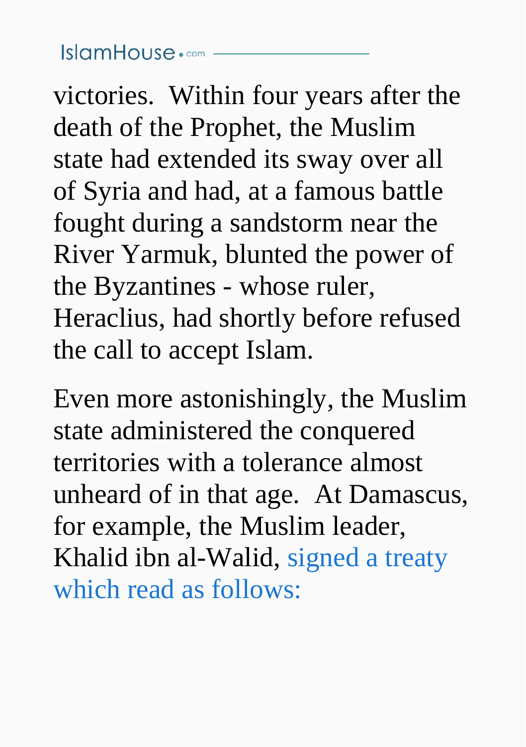victories. Within four years after the death of the Prophet, the Muslim state had extended its sway over all of Syria and had, at a famous battle fought during a sandstorm near the River Yarmuk, blunted the power of the Byzantines - whose ruler, Heraclius, had shortly before refused the call to accept Islam.

Even more astonishingly, the Muslim state administered the conquered territories with a tolerance almost unheard of in that age. At Damascus, for example, the Muslim leader, Khalid ibn al-Walid, signed a treaty which read as follows: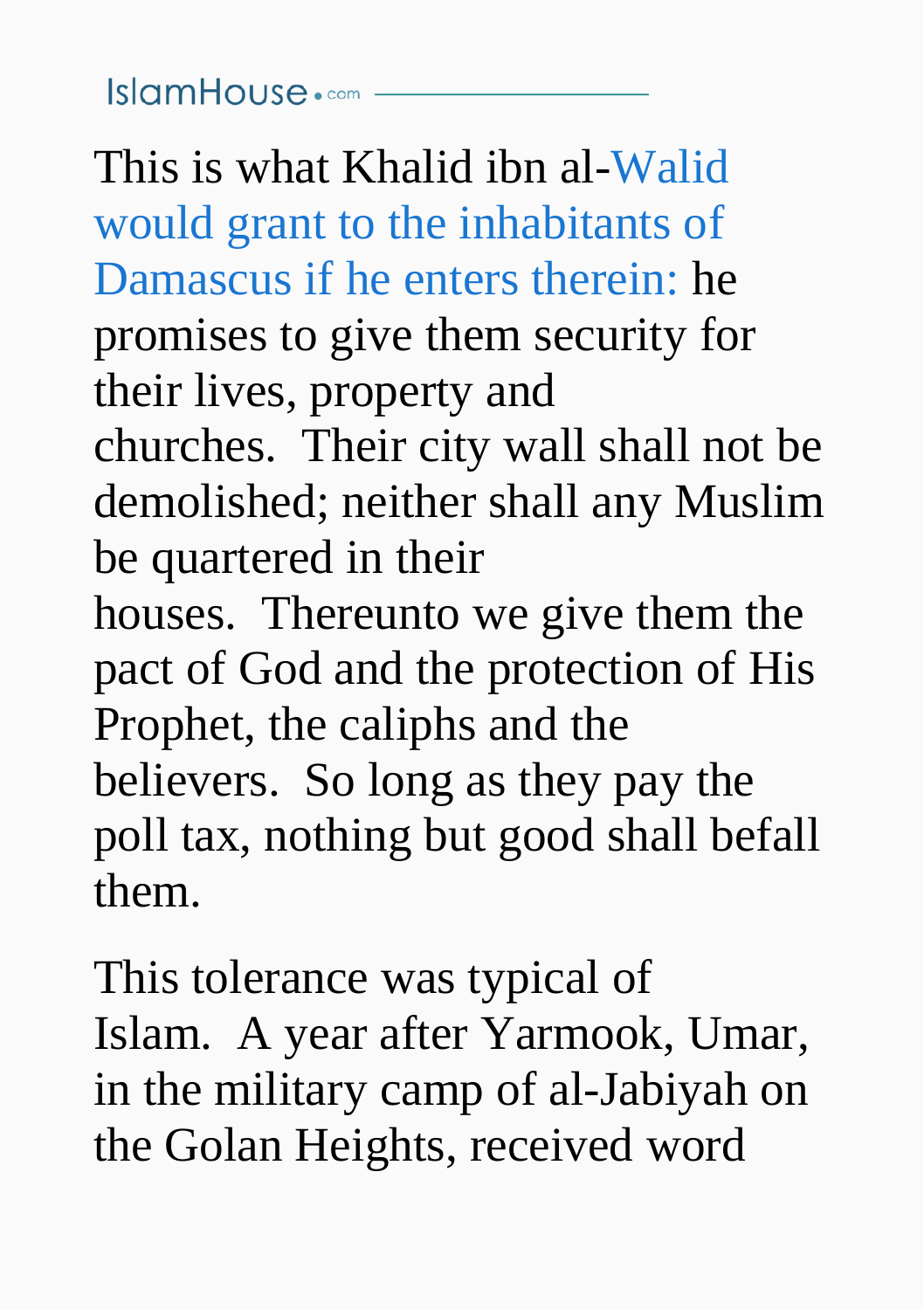This is what Khalid ibn al-Walid would grant to the inhabitants of Damascus if he enters therein: he promises to give them security for their lives, property and churches. Their city wall shall not be demolished; neither shall any Muslim be quartered in their houses. Thereunto we give them the pact of God and the protection of His Prophet, the caliphs and the believers. So long as they pay the poll tax, nothing but good shall befall them.

This tolerance was typical of Islam. A year after Yarmook, Umar, in the military camp of al-Jabiyah on the Golan Heights, received word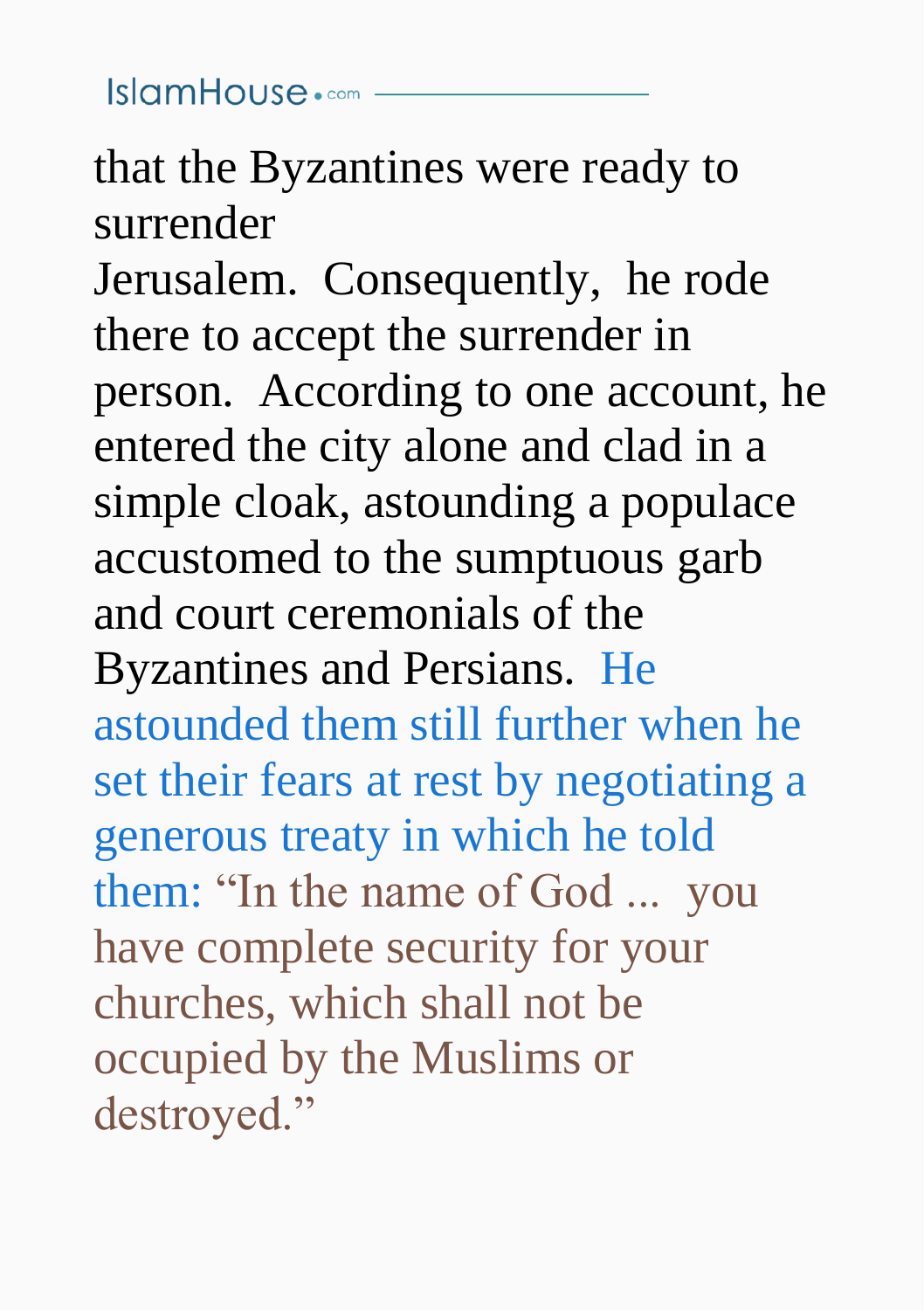that the Byzantines were ready to surrender Jerusalem. Consequently, he rode there to accept the surrender in person. According to one account, he entered the city alone and clad in a simple cloak, astounding a populace accustomed to the sumptuous garb and court ceremonials of the Byzantines and Persians. He astounded them still further when he set their fears at rest by negotiating a generous treaty in which he told them: "In the name of God ... you have complete security for your churches, which shall not be occupied by the Muslims or destroyed."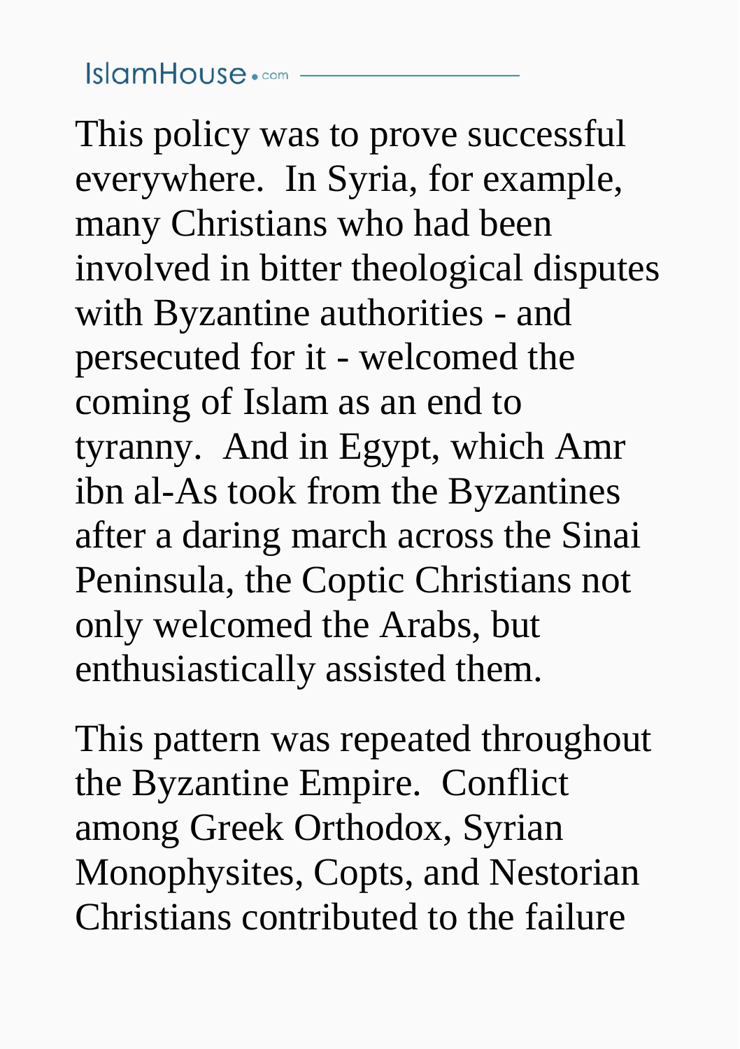This policy was to prove successful everywhere.  In Syria, for example, many Christians who had been involved in bitter theological disputes with Byzantine authorities - and persecuted for it - welcomed the coming of Islam as an end to tyranny.  And in Egypt, which Amr ibn al-As took from the Byzantines after a daring march across the Sinai Peninsula, the Coptic Christians not only welcomed the Arabs, but enthusiastically assisted them.

This pattern was repeated throughout the Byzantine Empire.  Conflict among Greek Orthodox, Syrian Monophysites, Copts, and Nestorian Christians contributed to the failure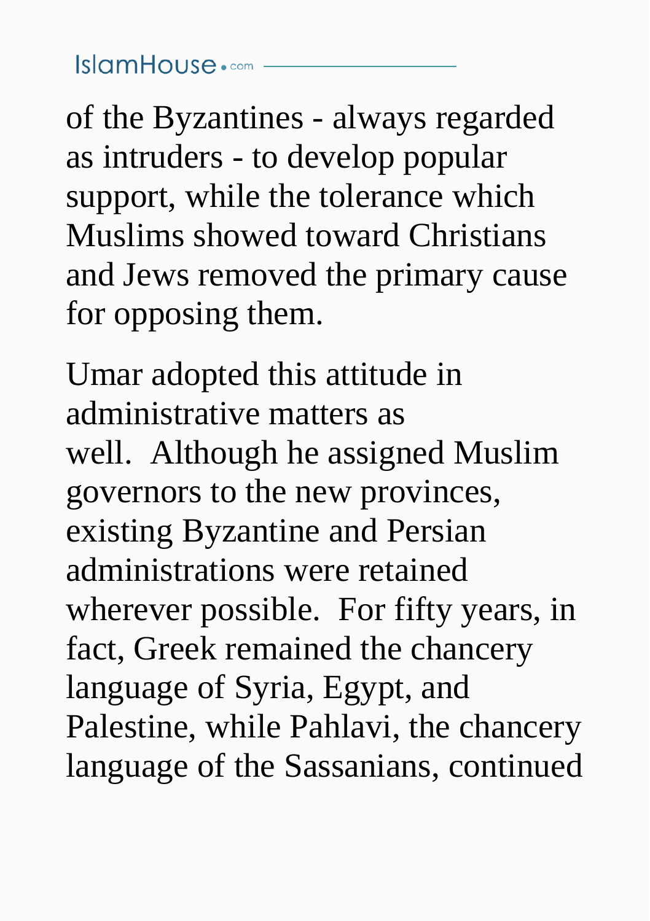of the Byzantines - always regarded as intruders - to develop popular support, while the tolerance which Muslims showed toward Christians and Jews removed the primary cause for opposing them.

Umar adopted this attitude in administrative matters as well. Although he assigned Muslim governors to the new provinces, existing Byzantine and Persian administrations were retained wherever possible. For fifty years, in fact, Greek remained the chancery language of Syria, Egypt, and Palestine, while Pahlavi, the chancery language of the Sassanians, continued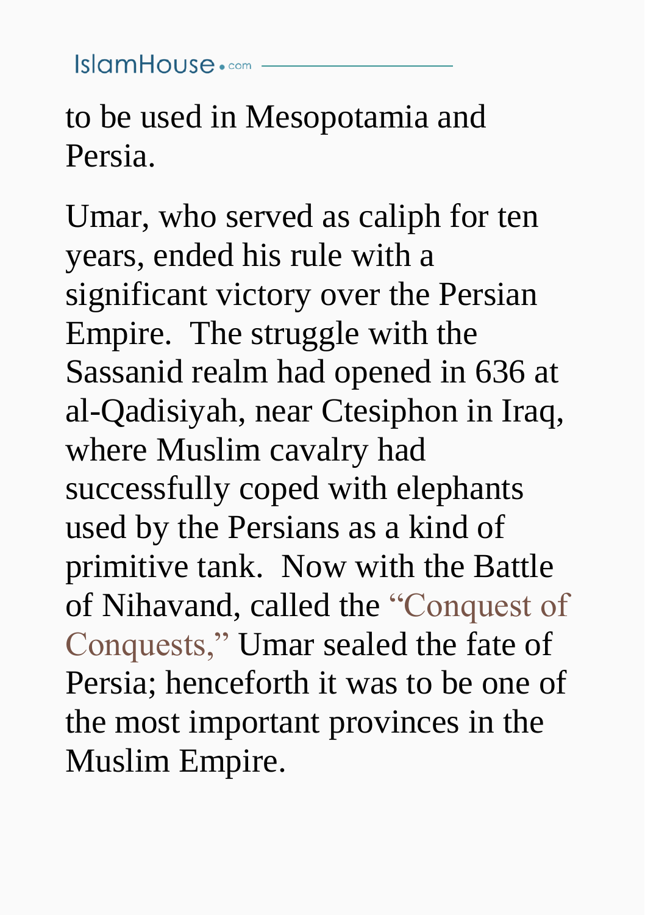to be used in Mesopotamia and Persia.

Umar, who served as caliph for ten years, ended his rule with a significant victory over the Persian Empire.  The struggle with the Sassanid realm had opened in 636 at al-Qadisiyah, near Ctesiphon in Iraq, where Muslim cavalry had successfully coped with elephants used by the Persians as a kind of primitive tank.  Now with the Battle of Nihavand, called the “Conquest of Conquests,” Umar sealed the fate of Persia; henceforth it was to be one of the most important provinces in the Muslim Empire.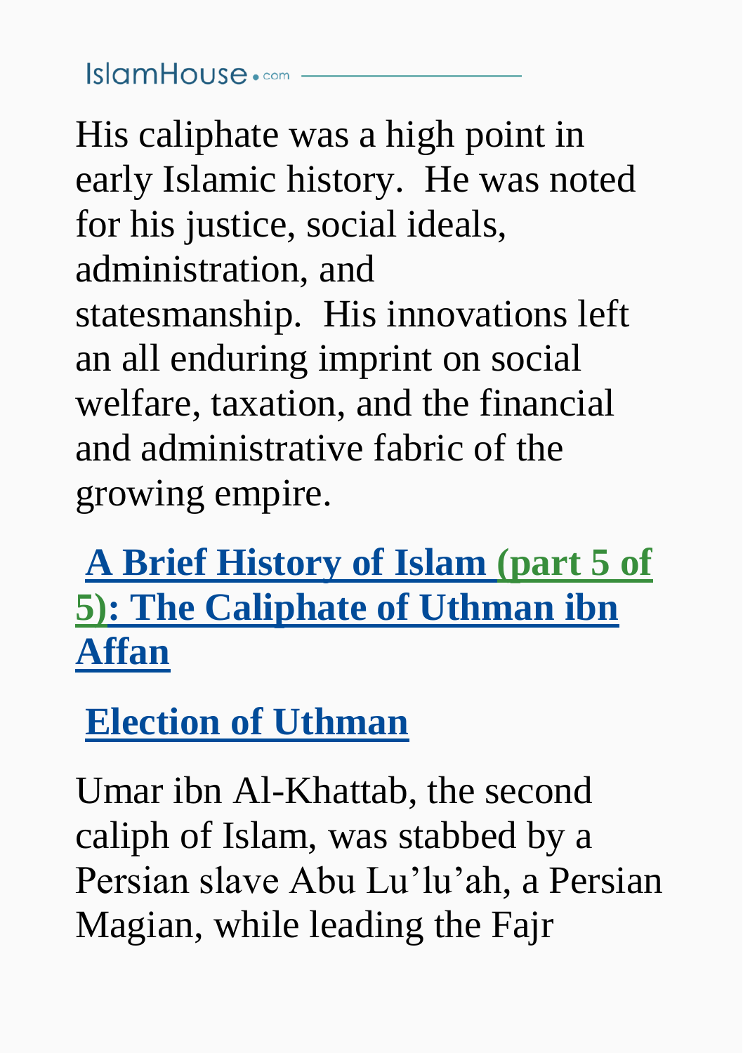His caliphate was a high point in early Islamic history.  He was noted for his justice, social ideals, administration, and statesmanship.  His innovations left an all enduring imprint on social welfare, taxation, and the financial and administrative fabric of the growing empire.

## A Brief History of Islam (part 5 of 5): The Caliphate of Uthman ibn Affan

### Election of Uthman

Umar ibn Al-Khattab, the second caliph of Islam, was stabbed by a Persian slave Abu Lu'lu'ah, a Persian Magian, while leading the Fajr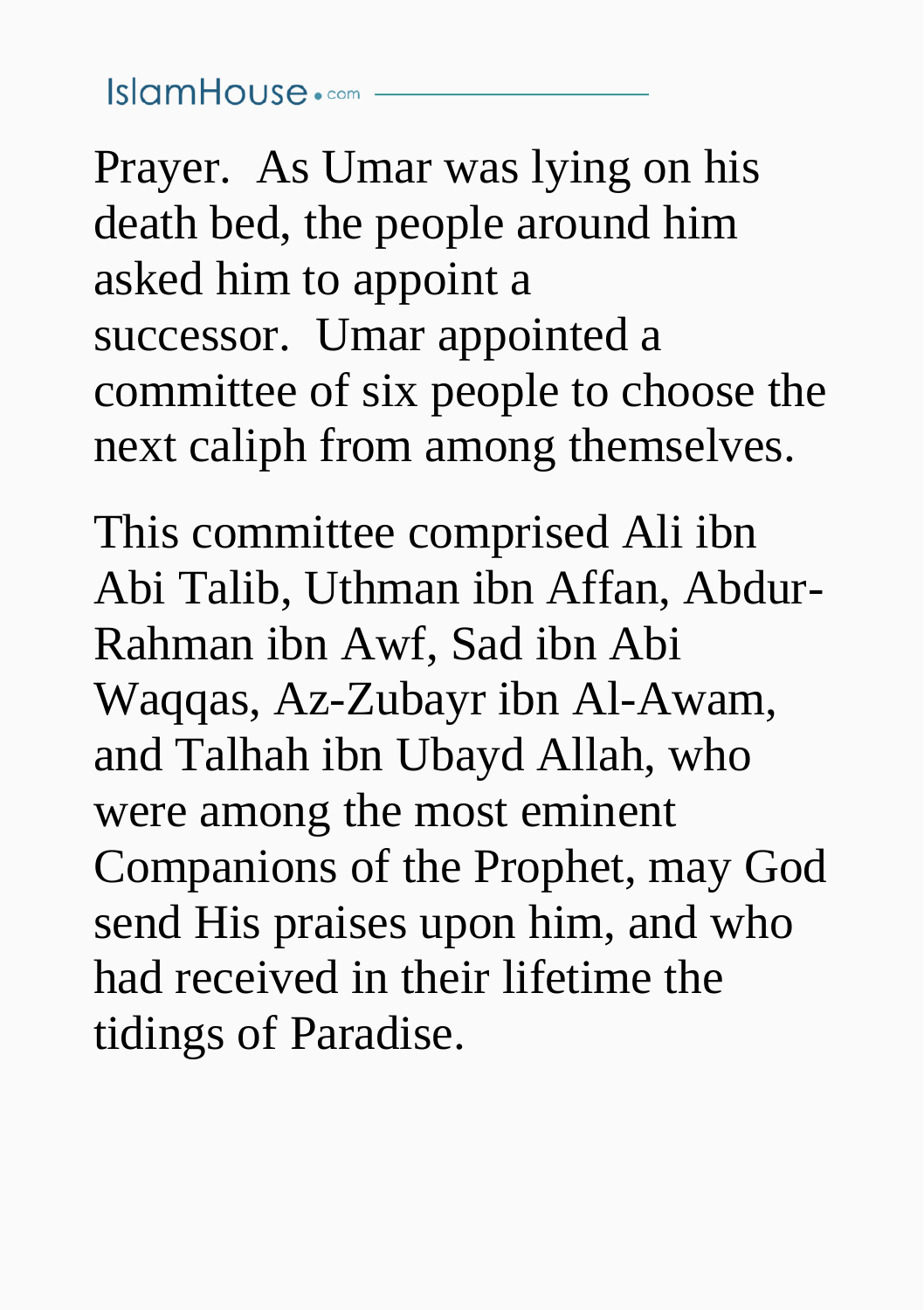Prayer. As Umar was lying on his death bed, the people around him asked him to appoint a successor. Umar appointed a committee of six people to choose the next caliph from among themselves.

This committee comprised Ali ibn Abi Talib, Uthman ibn Affan, Abdur-Rahman ibn Awf, Sad ibn Abi Waqqas, Az-Zubayr ibn Al-Awam, and Talhah ibn Ubayd Allah, who were among the most eminent Companions of the Prophet, may God send His praises upon him, and who had received in their lifetime the tidings of Paradise.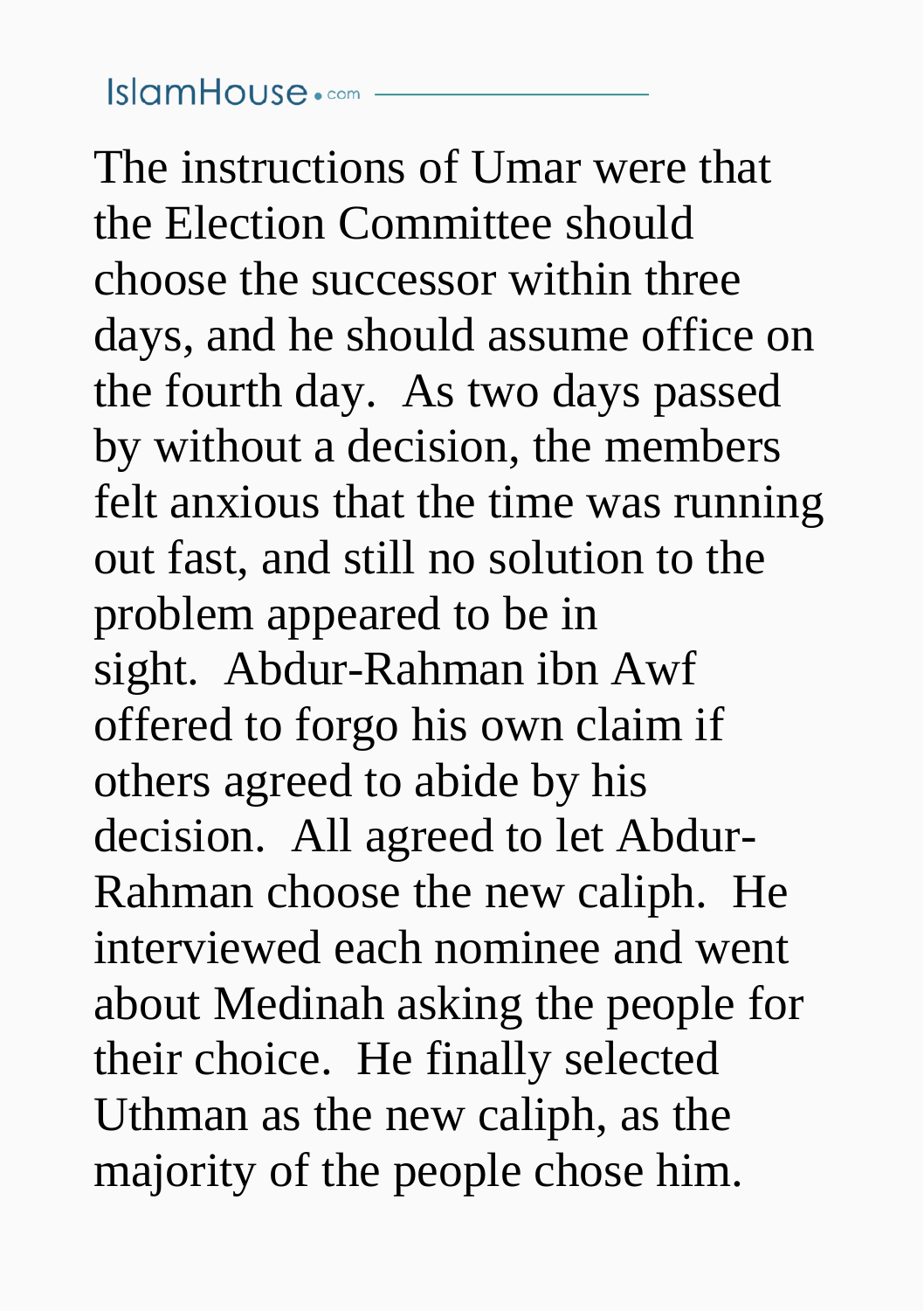The instructions of Umar were that the Election Committee should choose the successor within three days, and he should assume office on the fourth day.  As two days passed by without a decision, the members felt anxious that the time was running out fast, and still no solution to the problem appeared to be in sight.  Abdur-Rahman ibn Awf offered to forgo his own claim if others agreed to abide by his decision.  All agreed to let Abdur-Rahman choose the new caliph.  He interviewed each nominee and went about Medinah asking the people for their choice.  He finally selected Uthman as the new caliph, as the majority of the people chose him.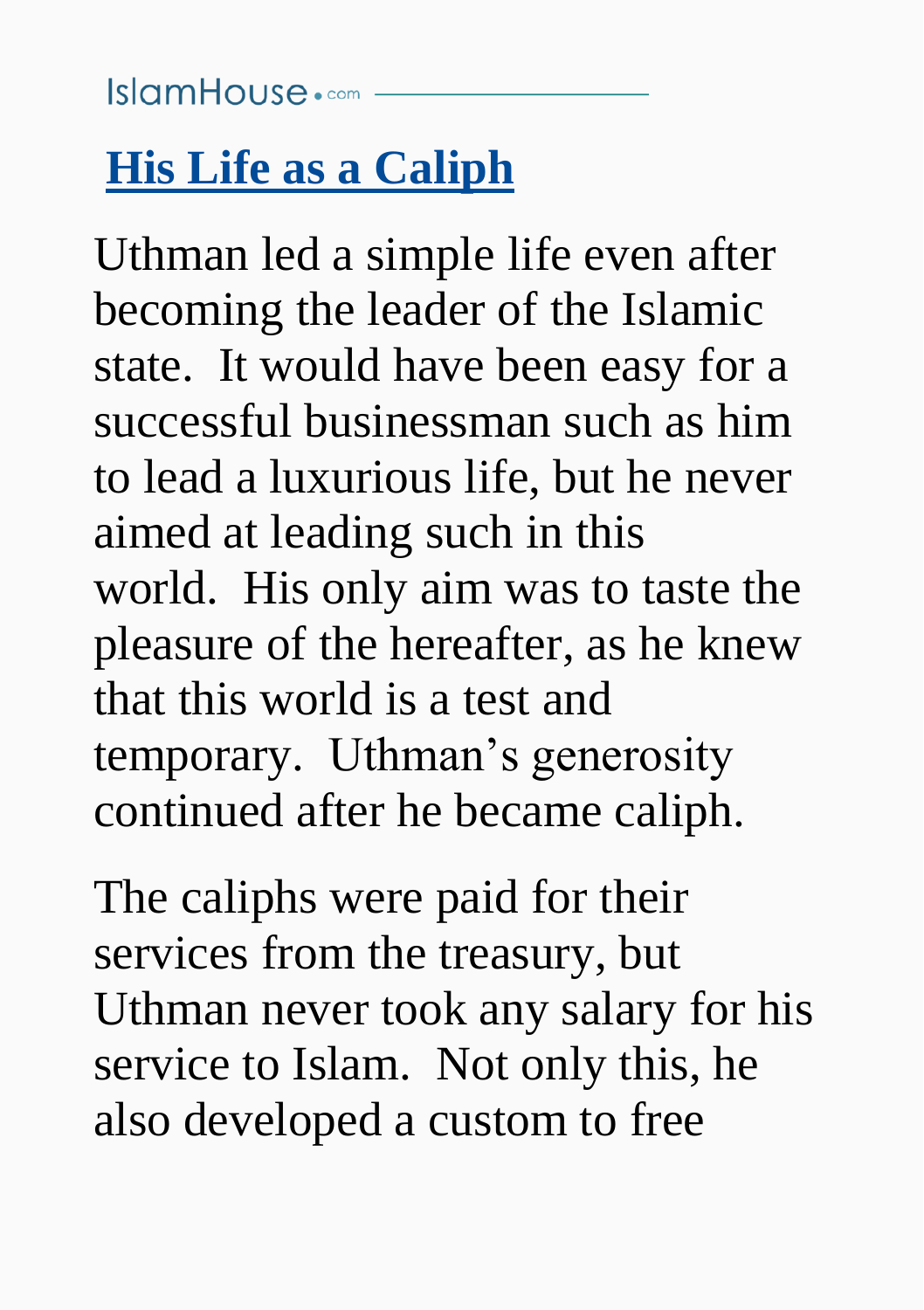## His Life as a Caliph

Uthman led a simple life even after becoming the leader of the Islamic state. It would have been easy for a successful businessman such as him to lead a luxurious life, but he never aimed at leading such in this world. His only aim was to taste the pleasure of the hereafter, as he knew that this world is a test and temporary. Uthman's generosity continued after he became caliph.

The caliphs were paid for their services from the treasury, but Uthman never took any salary for his service to Islam. Not only this, he also developed a custom to free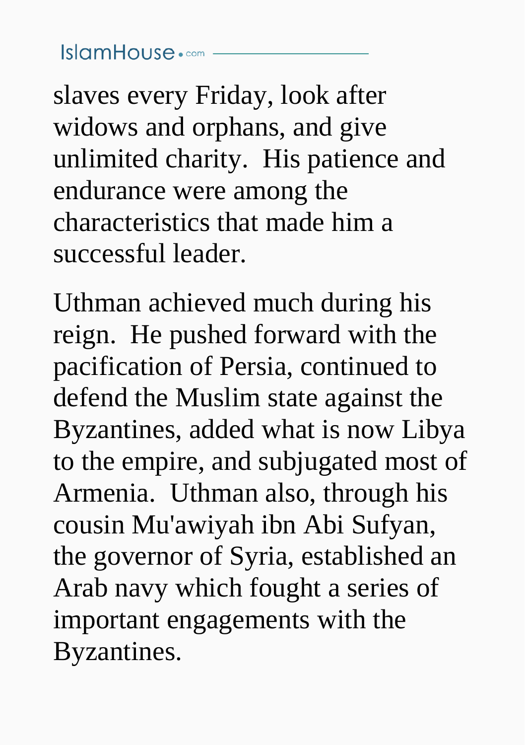slaves every Friday, look after widows and orphans, and give unlimited charity.  His patience and endurance were among the characteristics that made him a successful leader.

Uthman achieved much during his reign.  He pushed forward with the pacification of Persia, continued to defend the Muslim state against the Byzantines, added what is now Libya to the empire, and subjugated most of Armenia.  Uthman also, through his cousin Mu'awiyah ibn Abi Sufyan, the governor of Syria, established an Arab navy which fought a series of important engagements with the Byzantines.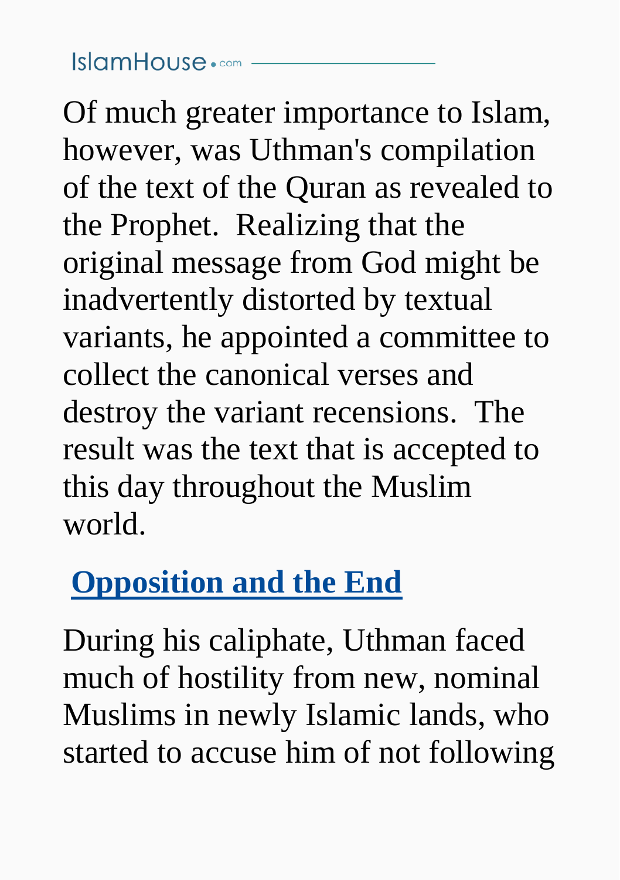Of much greater importance to Islam, however, was Uthman's compilation of the text of the Quran as revealed to the Prophet.  Realizing that the original message from God might be inadvertently distorted by textual variants, he appointed a committee to collect the canonical verses and destroy the variant recensions.  The result was the text that is accepted to this day throughout the Muslim world.

## Opposition and the End

During his caliphate, Uthman faced much of hostility from new, nominal Muslims in newly Islamic lands, who started to accuse him of not following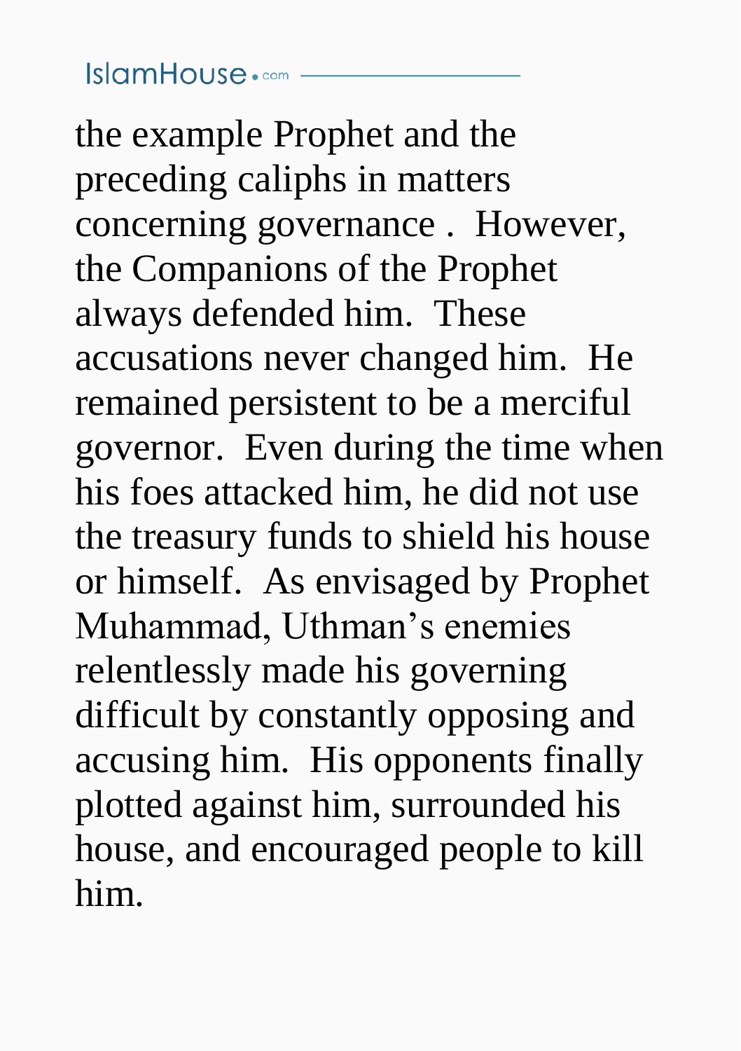the example Prophet and the preceding caliphs in matters concerning governance . However, the Companions of the Prophet always defended him. These accusations never changed him. He remained persistent to be a merciful governor. Even during the time when his foes attacked him, he did not use the treasury funds to shield his house or himself. As envisaged by Prophet Muhammad, Uthman's enemies relentlessly made his governing difficult by constantly opposing and accusing him. His opponents finally plotted against him, surrounded his house, and encouraged people to kill him.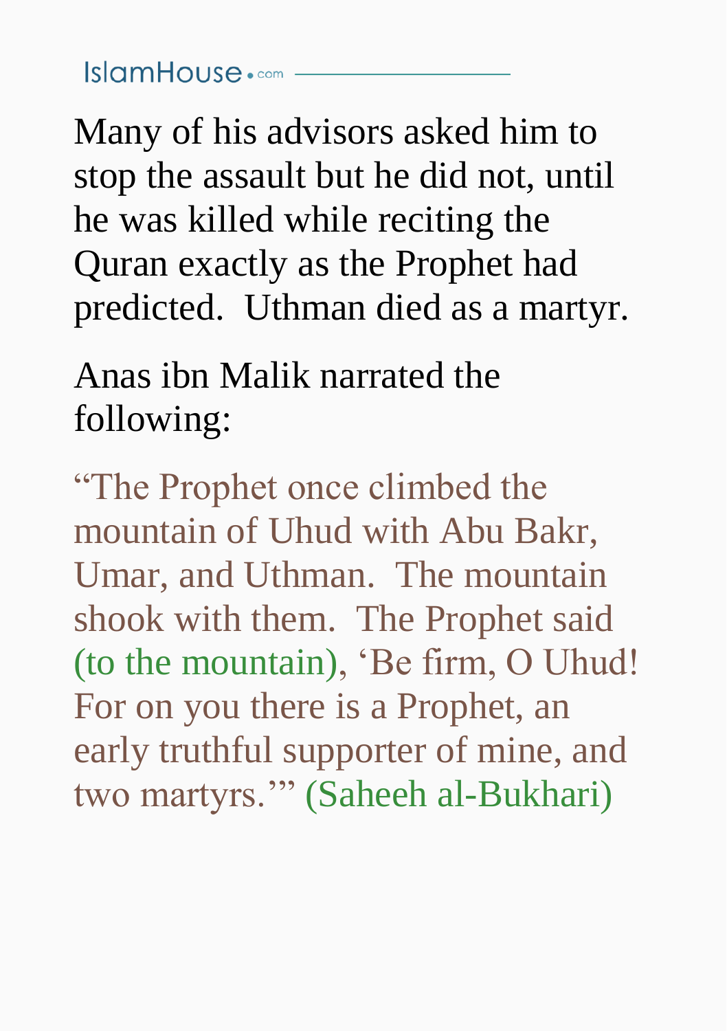Many of his advisors asked him to stop the assault but he did not, until he was killed while reciting the Quran exactly as the Prophet had predicted.  Uthman died as a martyr.

Anas ibn Malik narrated the following:

"The Prophet once climbed the mountain of Uhud with Abu Bakr, Umar, and Uthman.  The mountain shook with them.  The Prophet said (to the mountain), 'Be firm, O Uhud! For on you there is a Prophet, an early truthful supporter of mine, and two martyrs.'" (Saheeh al-Bukhari)